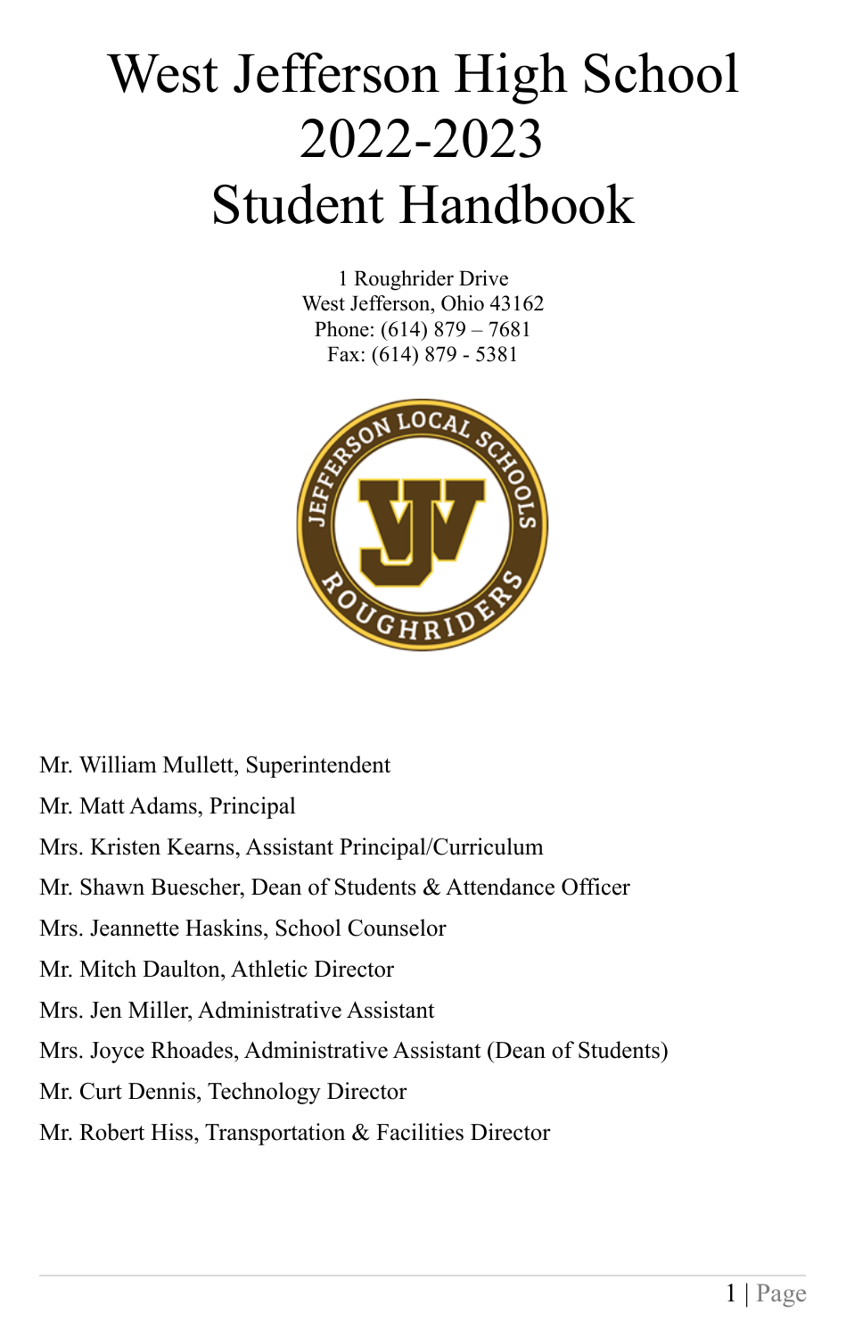# West Jefferson High School 2022-2023 Student Handbook

1 Roughrider Drive
West Jefferson, Ohio 43162
Phone: (614) 879 – 7681
Fax: (614) 879 - 5381

Mr. William Mullett, Superintendent

Mr. Matt Adams, Principal

Mrs. Kristen Kearns, Assistant Principal/Curriculum

Mr. Shawn Buescher, Dean of Students & Attendance Officer

Mrs. Jeannette Haskins, School Counselor

Mr. Mitch Daulton, Athletic Director

Mrs. Jen Miller, Administrative Assistant

Mrs. Joyce Rhoades, Administrative Assistant (Dean of Students)

Mr. Curt Dennis, Technology Director

Mr. Robert Hiss, Transportation & Facilities Director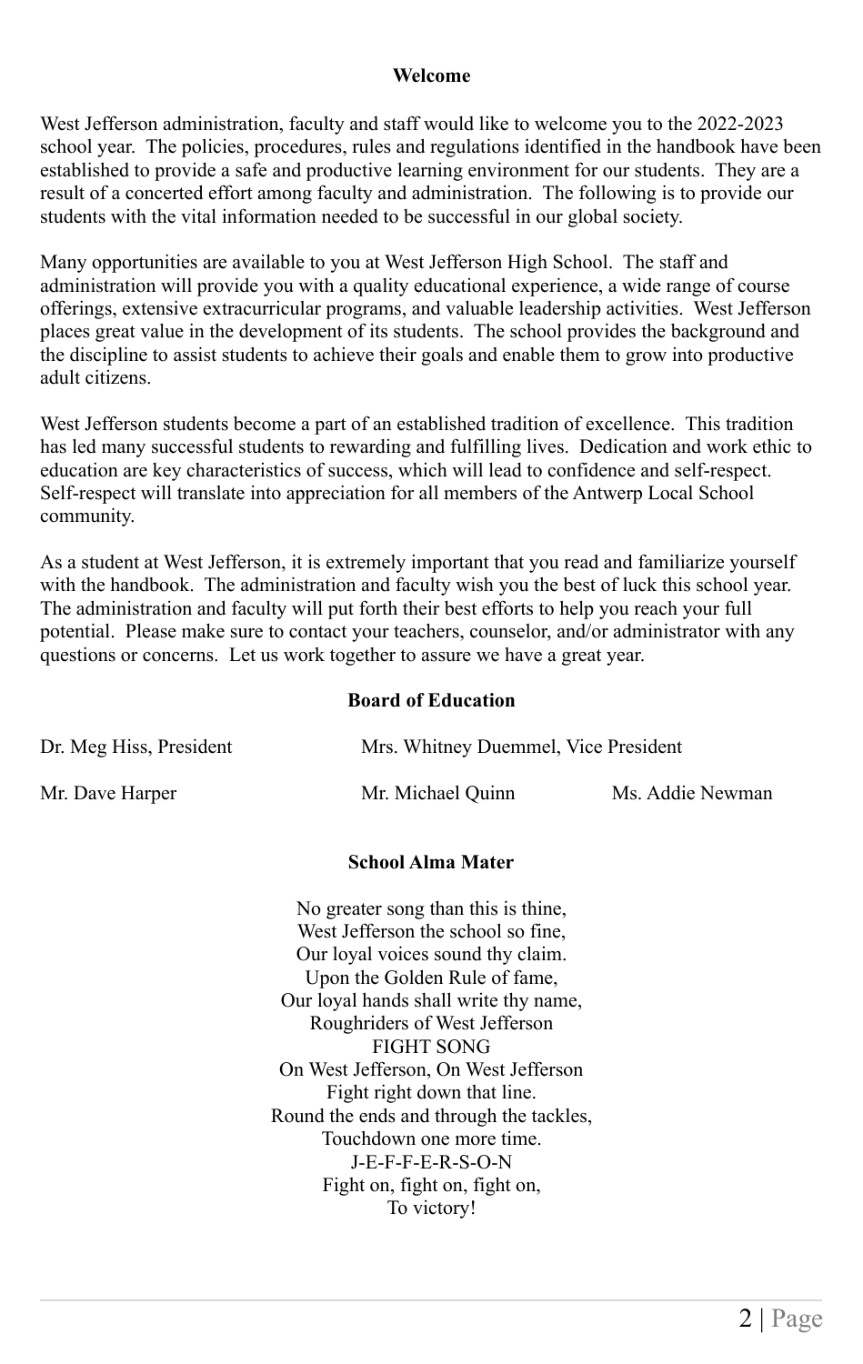## Welcome

West Jefferson administration, faculty and staff would like to welcome you to the 2022-2023 school year. The policies, procedures, rules and regulations identified in the handbook have been established to provide a safe and productive learning environment for our students. They are a result of a concerted effort among faculty and administration. The following is to provide our students with the vital information needed to be successful in our global society.

Many opportunities are available to you at West Jefferson High School. The staff and administration will provide you with a quality educational experience, a wide range of course offerings, extensive extracurricular programs, and valuable leadership activities. West Jefferson places great value in the development of its students. The school provides the background and the discipline to assist students to achieve their goals and enable them to grow into productive adult citizens.

West Jefferson students become a part of an established tradition of excellence. This tradition has led many successful students to rewarding and fulfilling lives. Dedication and work ethic to education are key characteristics of success, which will lead to confidence and self-respect. Self-respect will translate into appreciation for all members of the Antwerp Local School community.

As a student at West Jefferson, it is extremely important that you read and familiarize yourself with the handbook. The administration and faculty wish you the best of luck this school year. The administration and faculty will put forth their best efforts to help you reach your full potential. Please make sure to contact your teachers, counselor, and/or administrator with any questions or concerns. Let us work together to assure we have a great year.

## Board of Education

Dr. Meg Hiss, President
Mrs. Whitney Duemmel, Vice President
Mr. Dave Harper
Mr. Michael Quinn
Ms. Addie Newman

## School Alma Mater

No greater song than this is thine,
West Jefferson the school so fine,
Our loyal voices sound thy claim.
Upon the Golden Rule of fame,
Our loyal hands shall write thy name,
Roughriders of West Jefferson

FIGHT SONG

On West Jefferson, On West Jefferson
Fight right down that line.
Round the ends and through the tackles,
Touchdown one more time.
J-E-F-F-E-R-S-O-N
Fight on, fight on, fight on,
To victory!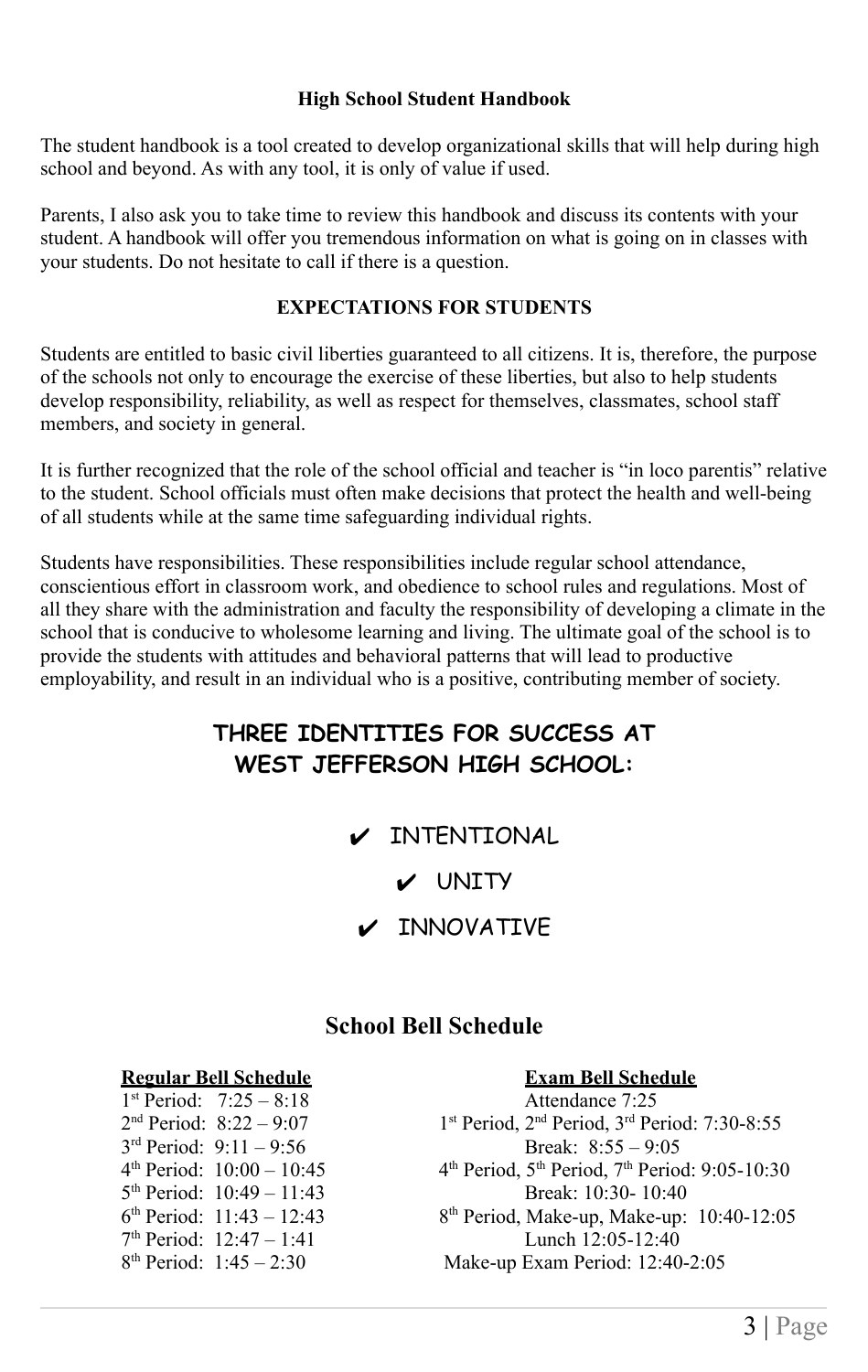## High School Student Handbook

The student handbook is a tool created to develop organizational skills that will help during high school and beyond. As with any tool, it is only of value if used.

Parents, I also ask you to take time to review this handbook and discuss its contents with your student. A handbook will offer you tremendous information on what is going on in classes with your students. Do not hesitate to call if there is a question.

## EXPECTATIONS FOR STUDENTS

Students are entitled to basic civil liberties guaranteed to all citizens. It is, therefore, the purpose of the schools not only to encourage the exercise of these liberties, but also to help students develop responsibility, reliability, as well as respect for themselves, classmates, school staff members, and society in general.

It is further recognized that the role of the school official and teacher is "in loco parentis" relative to the student. School officials must often make decisions that protect the health and well-being of all students while at the same time safeguarding individual rights.

Students have responsibilities. These responsibilities include regular school attendance, conscientious effort in classroom work, and obedience to school rules and regulations. Most of all they share with the administration and faculty the responsibility of developing a climate in the school that is conducive to wholesome learning and living. The ultimate goal of the school is to provide the students with attitudes and behavioral patterns that will lead to productive employability, and result in an individual who is a positive, contributing member of society.

## THREE IDENTITIES FOR SUCCESS AT WEST JEFFERSON HIGH SCHOOL:

- ✔ INTENTIONAL
- ✔ UNITY
- ✔ INNOVATIVE

## School Bell Schedule

**Regular Bell Schedule**

1st Period: 7:25 – 8:18
2nd Period: 8:22 – 9:07
3rd Period: 9:11 – 9:56
4th Period: 10:00 – 10:45
5th Period: 10:49 – 11:43
6th Period: 11:43 – 12:43
7th Period: 12:47 – 1:41
8th Period: 1:45 – 2:30

**Exam Bell Schedule**

Attendance 7:25
1st Period, 2nd Period, 3rd Period: 7:30-8:55
Break: 8:55 – 9:05
4th Period, 5th Period, 7th Period: 9:05-10:30
Break: 10:30- 10:40
8th Period, Make-up, Make-up: 10:40-12:05
Lunch 12:05-12:40
Make-up Exam Period: 12:40-2:05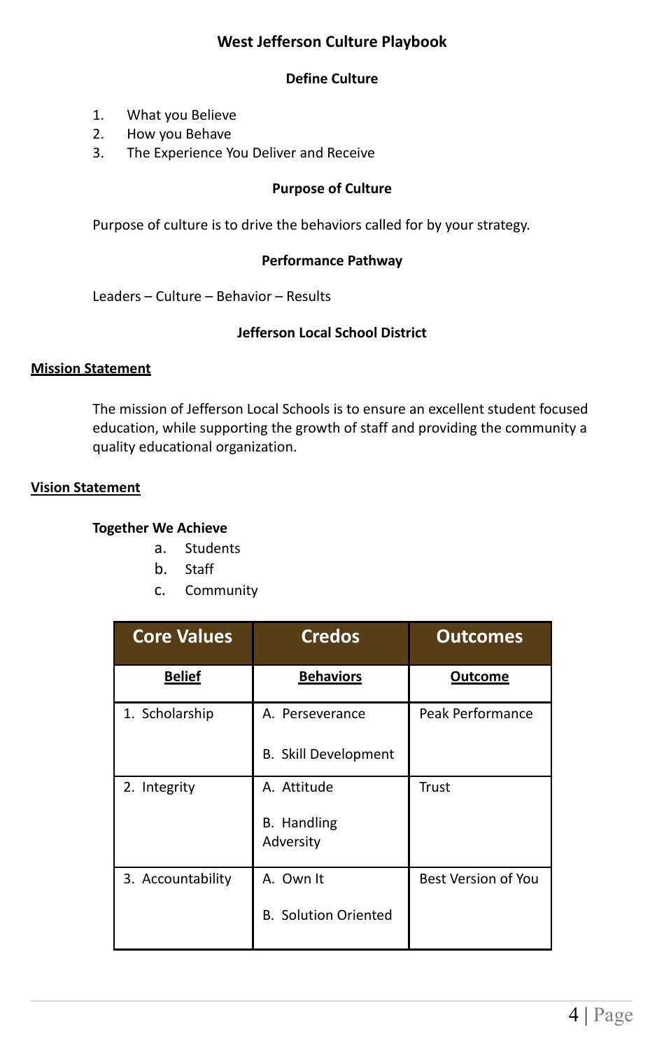# West Jefferson Culture Playbook

## Define Culture

1. What you Believe
2. How you Behave
3. The Experience You Deliver and Receive

## Purpose of Culture

Purpose of culture is to drive the behaviors called for by your strategy.

## Performance Pathway

Leaders – Culture – Behavior – Results

## Jefferson Local School District

**Mission Statement**

The mission of Jefferson Local Schools is to ensure an excellent student focused education, while supporting the growth of staff and providing the community a quality educational organization.

**Vision Statement**

**Together We Achieve**

a. Students
b. Staff
c. Community

| Core Values | Credos | Outcomes |
|---|---|---|
| **Belief** | **Behaviors** | **Outcome** |
| 1. Scholarship | A. Perseverance<br><br>B. Skill Development | Peak Performance |
| 2. Integrity | A. Attitude<br><br>B. Handling Adversity | Trust |
| 3. Accountability | A. Own It<br><br>B. Solution Oriented | Best Version of You |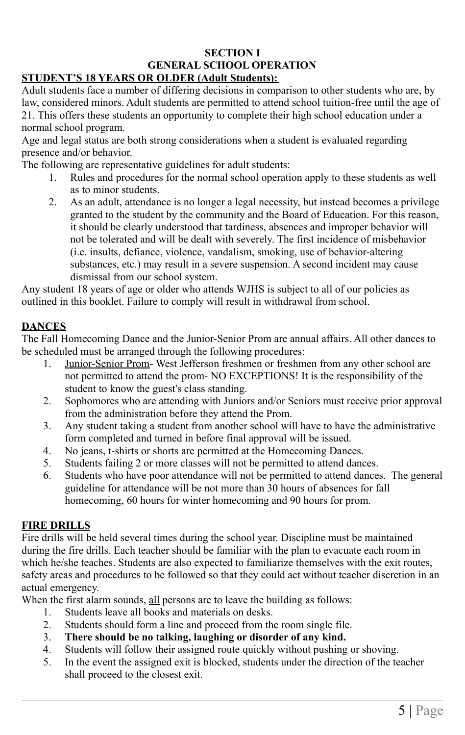# SECTION I
# GENERAL SCHOOL OPERATION

## STUDENT'S 18 YEARS OR OLDER (Adult Students):

Adult students face a number of differing decisions in comparison to other students who are, by law, considered minors. Adult students are permitted to attend school tuition-free until the age of 21. This offers these students an opportunity to complete their high school education under a normal school program.

Age and legal status are both strong considerations when a student is evaluated regarding presence and/or behavior.

The following are representative guidelines for adult students:

1. Rules and procedures for the normal school operation apply to these students as well as to minor students.
2. As an adult, attendance is no longer a legal necessity, but instead becomes a privilege granted to the student by the community and the Board of Education. For this reason, it should be clearly understood that tardiness, absences and improper behavior will not be tolerated and will be dealt with severely. The first incidence of misbehavior (i.e. insults, defiance, violence, vandalism, smoking, use of behavior-altering substances, etc.) may result in a severe suspension. A second incident may cause dismissal from our school system.

Any student 18 years of age or older who attends WJHS is subject to all of our policies as outlined in this booklet. Failure to comply will result in withdrawal from school.

## DANCES

The Fall Homecoming Dance and the Junior-Senior Prom are annual affairs. All other dances to be scheduled must be arranged through the following procedures:

1. Junior-Senior Prom- West Jefferson freshmen or freshmen from any other school are not permitted to attend the prom- NO EXCEPTIONS! It is the responsibility of the student to know the guest's class standing.
2. Sophomores who are attending with Juniors and/or Seniors must receive prior approval from the administration before they attend the Prom.
3. Any student taking a student from another school will have to have the administrative form completed and turned in before final approval will be issued.
4. No jeans, t-shirts or shorts are permitted at the Homecoming Dances.
5. Students failing 2 or more classes will not be permitted to attend dances.
6. Students who have poor attendance will not be permitted to attend dances. The general guideline for attendance will be not more than 30 hours of absences for fall homecoming, 60 hours for winter homecoming and 90 hours for prom.

## FIRE DRILLS

Fire drills will be held several times during the school year. Discipline must be maintained during the fire drills. Each teacher should be familiar with the plan to evacuate each room in which he/she teaches. Students are also expected to familiarize themselves with the exit routes, safety areas and procedures to be followed so that they could act without teacher discretion in an actual emergency.

When the first alarm sounds, all persons are to leave the building as follows:

1. Students leave all books and materials on desks.
2. Students should form a line and proceed from the room single file.
3. **There should be no talking, laughing or disorder of any kind.**
4. Students will follow their assigned route quickly without pushing or shoving.
5. In the event the assigned exit is blocked, students under the direction of the teacher shall proceed to the closest exit.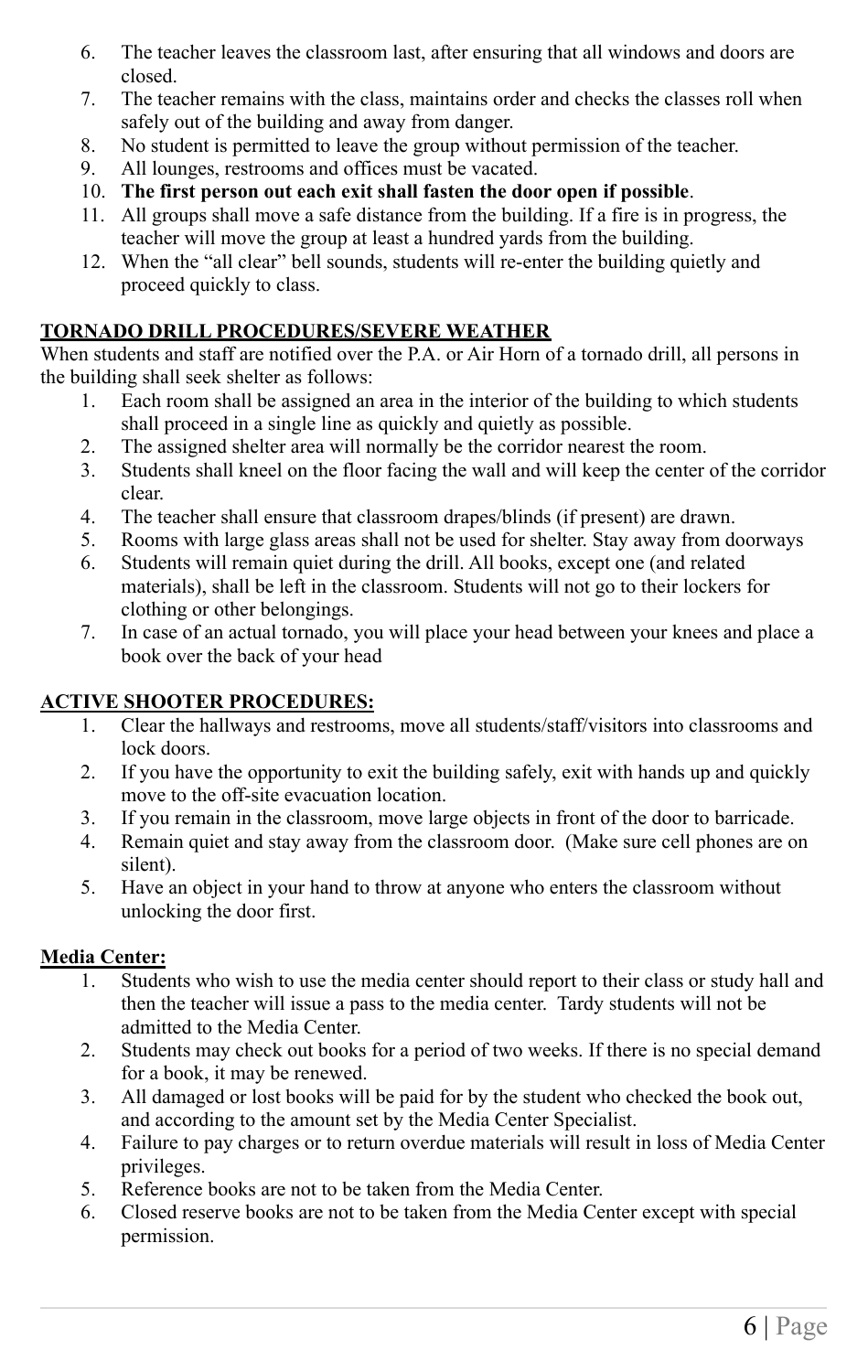6. The teacher leaves the classroom last, after ensuring that all windows and doors are closed.
7. The teacher remains with the class, maintains order and checks the classes roll when safely out of the building and away from danger.
8. No student is permitted to leave the group without permission of the teacher.
9. All lounges, restrooms and offices must be vacated.
10. **The first person out each exit shall fasten the door open if possible**.
11. All groups shall move a safe distance from the building. If a fire is in progress, the teacher will move the group at least a hundred yards from the building.
12. When the "all clear" bell sounds, students will re-enter the building quietly and proceed quickly to class.

**TORNADO DRILL PROCEDURES/SEVERE WEATHER**

When students and staff are notified over the P.A. or Air Horn of a tornado drill, all persons in the building shall seek shelter as follows:

1. Each room shall be assigned an area in the interior of the building to which students shall proceed in a single line as quickly and quietly as possible.
2. The assigned shelter area will normally be the corridor nearest the room.
3. Students shall kneel on the floor facing the wall and will keep the center of the corridor clear.
4. The teacher shall ensure that classroom drapes/blinds (if present) are drawn.
5. Rooms with large glass areas shall not be used for shelter. Stay away from doorways
6. Students will remain quiet during the drill. All books, except one (and related materials), shall be left in the classroom. Students will not go to their lockers for clothing or other belongings.
7. In case of an actual tornado, you will place your head between your knees and place a book over the back of your head

**ACTIVE SHOOTER PROCEDURES:**

1. Clear the hallways and restrooms, move all students/staff/visitors into classrooms and lock doors.
2. If you have the opportunity to exit the building safely, exit with hands up and quickly move to the off-site evacuation location.
3. If you remain in the classroom, move large objects in front of the door to barricade.
4. Remain quiet and stay away from the classroom door. (Make sure cell phones are on silent).
5. Have an object in your hand to throw at anyone who enters the classroom without unlocking the door first.

**Media Center:**

1. Students who wish to use the media center should report to their class or study hall and then the teacher will issue a pass to the media center. Tardy students will not be admitted to the Media Center.
2. Students may check out books for a period of two weeks. If there is no special demand for a book, it may be renewed.
3. All damaged or lost books will be paid for by the student who checked the book out, and according to the amount set by the Media Center Specialist.
4. Failure to pay charges or to return overdue materials will result in loss of Media Center privileges.
5. Reference books are not to be taken from the Media Center.
6. Closed reserve books are not to be taken from the Media Center except with special permission.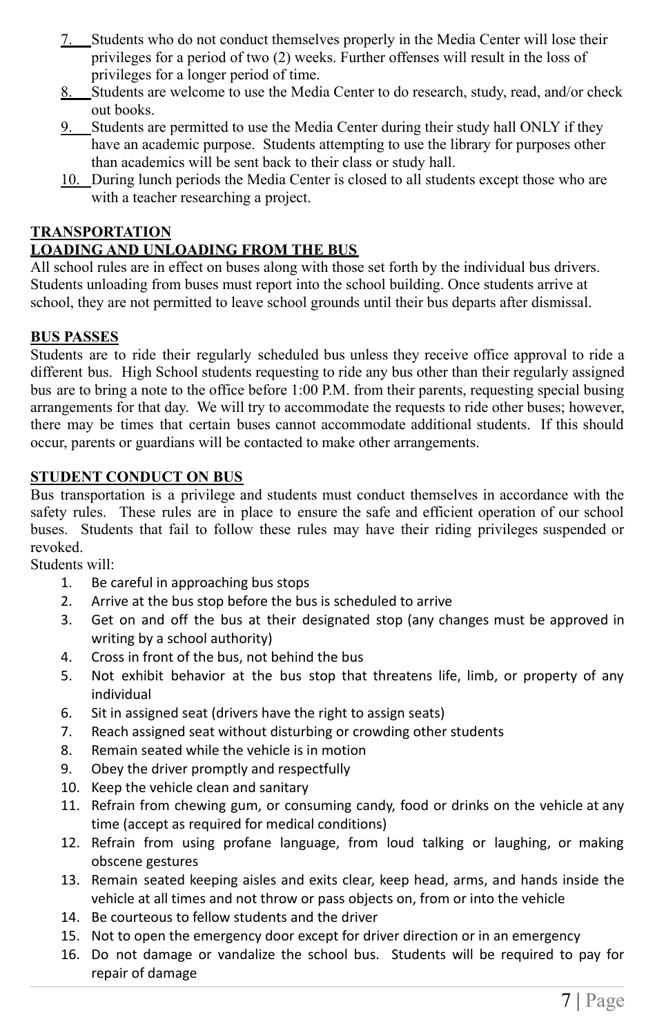7. Students who do not conduct themselves properly in the Media Center will lose their privileges for a period of two (2) weeks. Further offenses will result in the loss of privileges for a longer period of time.
8. Students are welcome to use the Media Center to do research, study, read, and/or check out books.
9. Students are permitted to use the Media Center during their study hall ONLY if they have an academic purpose. Students attempting to use the library for purposes other than academics will be sent back to their class or study hall.
10. During lunch periods the Media Center is closed to all students except those who are with a teacher researching a project.

## TRANSPORTATION

### LOADING AND UNLOADING FROM THE BUS

All school rules are in effect on buses along with those set forth by the individual bus drivers. Students unloading from buses must report into the school building. Once students arrive at school, they are not permitted to leave school grounds until their bus departs after dismissal.

### BUS PASSES

Students are to ride their regularly scheduled bus unless they receive office approval to ride a different bus. High School students requesting to ride any bus other than their regularly assigned bus are to bring a note to the office before 1:00 P.M. from their parents, requesting special busing arrangements for that day. We will try to accommodate the requests to ride other buses; however, there may be times that certain buses cannot accommodate additional students. If this should occur, parents or guardians will be contacted to make other arrangements.

### STUDENT CONDUCT ON BUS

Bus transportation is a privilege and students must conduct themselves in accordance with the safety rules. These rules are in place to ensure the safe and efficient operation of our school buses. Students that fail to follow these rules may have their riding privileges suspended or revoked.

Students will:

1. Be careful in approaching bus stops
2. Arrive at the bus stop before the bus is scheduled to arrive
3. Get on and off the bus at their designated stop (any changes must be approved in writing by a school authority)
4. Cross in front of the bus, not behind the bus
5. Not exhibit behavior at the bus stop that threatens life, limb, or property of any individual
6. Sit in assigned seat (drivers have the right to assign seats)
7. Reach assigned seat without disturbing or crowding other students
8. Remain seated while the vehicle is in motion
9. Obey the driver promptly and respectfully
10. Keep the vehicle clean and sanitary
11. Refrain from chewing gum, or consuming candy, food or drinks on the vehicle at any time (accept as required for medical conditions)
12. Refrain from using profane language, from loud talking or laughing, or making obscene gestures
13. Remain seated keeping aisles and exits clear, keep head, arms, and hands inside the vehicle at all times and not throw or pass objects on, from or into the vehicle
14. Be courteous to fellow students and the driver
15. Not to open the emergency door except for driver direction or in an emergency
16. Do not damage or vandalize the school bus. Students will be required to pay for repair of damage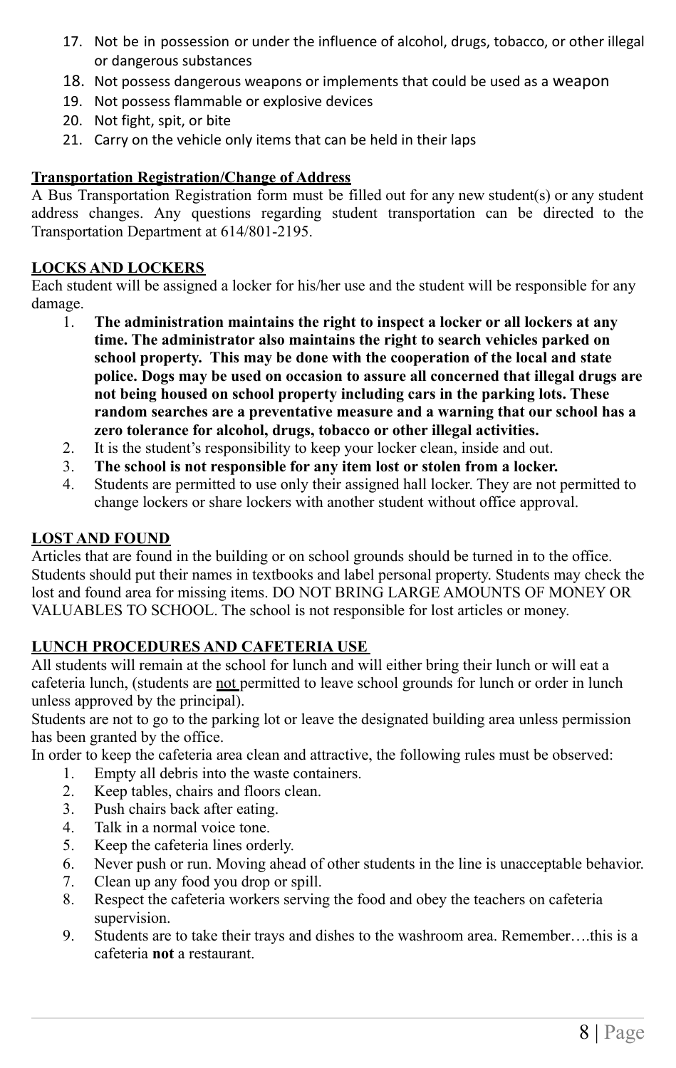17. Not be in possession or under the influence of alcohol, drugs, tobacco, or other illegal or dangerous substances
18. Not possess dangerous weapons or implements that could be used as a weapon
19. Not possess flammable or explosive devices
20. Not fight, spit, or bite
21. Carry on the vehicle only items that can be held in their laps

**Transportation Registration/Change of Address**

A Bus Transportation Registration form must be filled out for any new student(s) or any student address changes. Any questions regarding student transportation can be directed to the Transportation Department at 614/801-2195.

**LOCKS AND LOCKERS**

Each student will be assigned a locker for his/her use and the student will be responsible for any damage.

1. **The administration maintains the right to inspect a locker or all lockers at any time. The administrator also maintains the right to search vehicles parked on school property. This may be done with the cooperation of the local and state police. Dogs may be used on occasion to assure all concerned that illegal drugs are not being housed on school property including cars in the parking lots. These random searches are a preventative measure and a warning that our school has a zero tolerance for alcohol, drugs, tobacco or other illegal activities.**
2. It is the student's responsibility to keep your locker clean, inside and out.
3. **The school is not responsible for any item lost or stolen from a locker.**
4. Students are permitted to use only their assigned hall locker. They are not permitted to change lockers or share lockers with another student without office approval.

**LOST AND FOUND**

Articles that are found in the building or on school grounds should be turned in to the office. Students should put their names in textbooks and label personal property. Students may check the lost and found area for missing items. DO NOT BRING LARGE AMOUNTS OF MONEY OR VALUABLES TO SCHOOL. The school is not responsible for lost articles or money.

**LUNCH PROCEDURES AND CAFETERIA USE**

All students will remain at the school for lunch and will either bring their lunch or will eat a cafeteria lunch, (students are not permitted to leave school grounds for lunch or order in lunch unless approved by the principal).

Students are not to go to the parking lot or leave the designated building area unless permission has been granted by the office.

In order to keep the cafeteria area clean and attractive, the following rules must be observed:

1. Empty all debris into the waste containers.
2. Keep tables, chairs and floors clean.
3. Push chairs back after eating.
4. Talk in a normal voice tone.
5. Keep the cafeteria lines orderly.
6. Never push or run. Moving ahead of other students in the line is unacceptable behavior.
7. Clean up any food you drop or spill.
8. Respect the cafeteria workers serving the food and obey the teachers on cafeteria supervision.
9. Students are to take their trays and dishes to the washroom area. Remember….this is a cafeteria **not** a restaurant.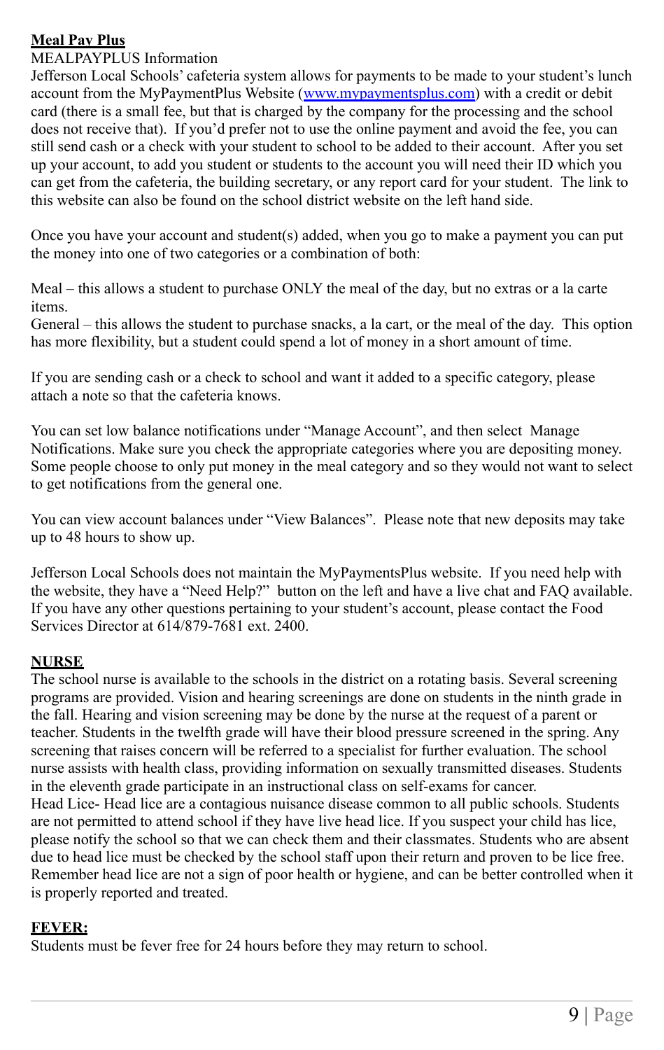**Meal Pay Plus**

MEALPAYPLUS Information

Jefferson Local Schools' cafeteria system allows for payments to be made to your student's lunch account from the MyPaymentPlus Website (www.mypaymentsplus.com) with a credit or debit card (there is a small fee, but that is charged by the company for the processing and the school does not receive that). If you'd prefer not to use the online payment and avoid the fee, you can still send cash or a check with your student to school to be added to their account. After you set up your account, to add you student or students to the account you will need their ID which you can get from the cafeteria, the building secretary, or any report card for your student. The link to this website can also be found on the school district website on the left hand side.

Once you have your account and student(s) added, when you go to make a payment you can put the money into one of two categories or a combination of both:

Meal – this allows a student to purchase ONLY the meal of the day, but no extras or a la carte items.
General – this allows the student to purchase snacks, a la cart, or the meal of the day. This option has more flexibility, but a student could spend a lot of money in a short amount of time.

If you are sending cash or a check to school and want it added to a specific category, please attach a note so that the cafeteria knows.

You can set low balance notifications under "Manage Account", and then select Manage Notifications. Make sure you check the appropriate categories where you are depositing money. Some people choose to only put money in the meal category and so they would not want to select to get notifications from the general one.

You can view account balances under "View Balances". Please note that new deposits may take up to 48 hours to show up.

Jefferson Local Schools does not maintain the MyPaymentsPlus website. If you need help with the website, they have a "Need Help?" button on the left and have a live chat and FAQ available. If you have any other questions pertaining to your student's account, please contact the Food Services Director at 614/879-7681 ext. 2400.

**NURSE**

The school nurse is available to the schools in the district on a rotating basis. Several screening programs are provided. Vision and hearing screenings are done on students in the ninth grade in the fall. Hearing and vision screening may be done by the nurse at the request of a parent or teacher. Students in the twelfth grade will have their blood pressure screened in the spring. Any screening that raises concern will be referred to a specialist for further evaluation. The school nurse assists with health class, providing information on sexually transmitted diseases. Students in the eleventh grade participate in an instructional class on self-exams for cancer.
Head Lice- Head lice are a contagious nuisance disease common to all public schools. Students are not permitted to attend school if they have live head lice. If you suspect your child has lice, please notify the school so that we can check them and their classmates. Students who are absent due to head lice must be checked by the school staff upon their return and proven to be lice free. Remember head lice are not a sign of poor health or hygiene, and can be better controlled when it is properly reported and treated.

**FEVER:**

Students must be fever free for 24 hours before they may return to school.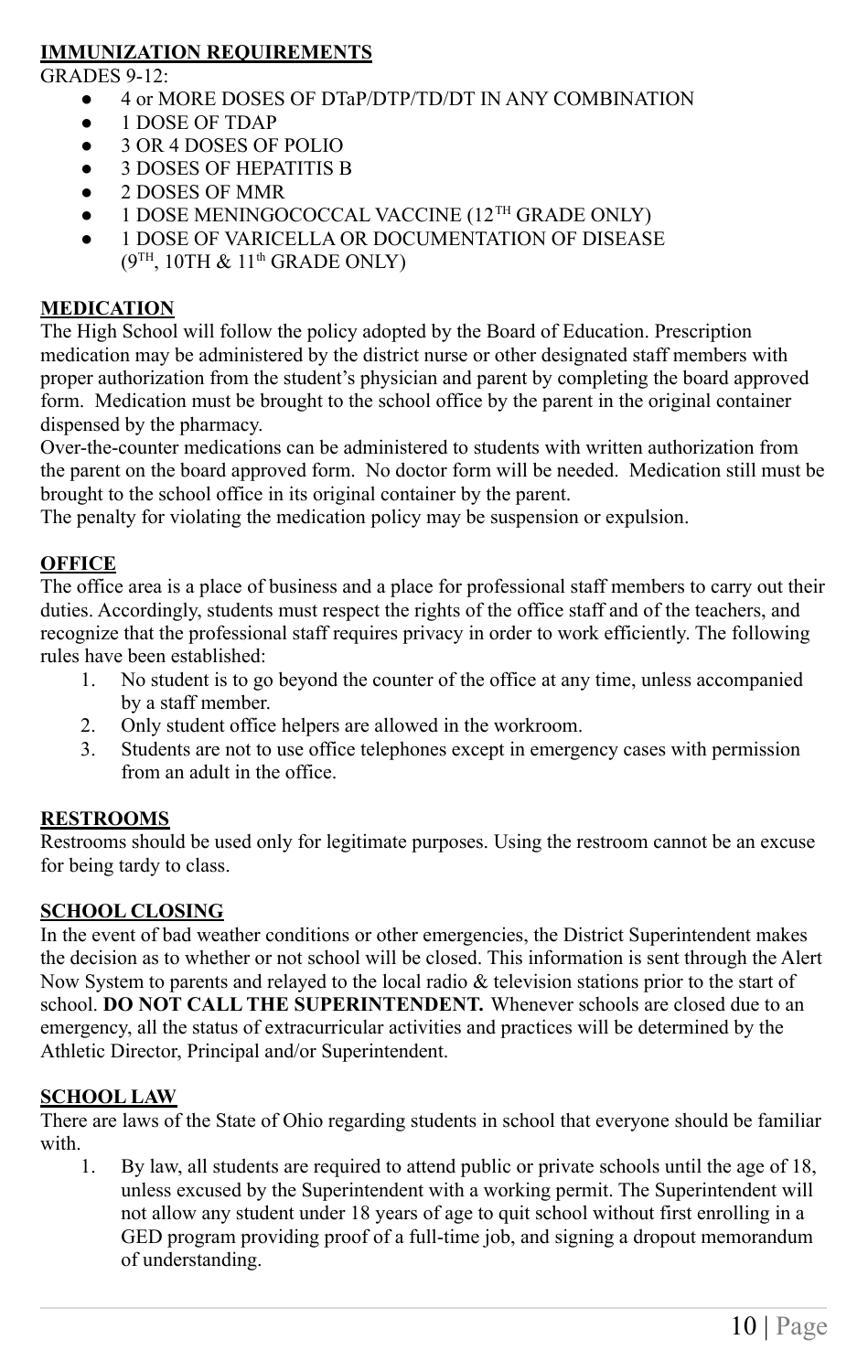## IMMUNIZATION REQUIREMENTS

GRADES 9-12:

- 4 or MORE DOSES OF DTaP/DTP/TD/DT IN ANY COMBINATION
- 1 DOSE OF TDAP
- 3 OR 4 DOSES OF POLIO
- 3 DOSES OF HEPATITIS B
- 2 DOSES OF MMR
- 1 DOSE MENINGOCOCCAL VACCINE (12TH GRADE ONLY)
- 1 DOSE OF VARICELLA OR DOCUMENTATION OF DISEASE (9TH, 10TH & 11th GRADE ONLY)

## MEDICATION

The High School will follow the policy adopted by the Board of Education. Prescription medication may be administered by the district nurse or other designated staff members with proper authorization from the student's physician and parent by completing the board approved form. Medication must be brought to the school office by the parent in the original container dispensed by the pharmacy.

Over-the-counter medications can be administered to students with written authorization from the parent on the board approved form. No doctor form will be needed. Medication still must be brought to the school office in its original container by the parent.

The penalty for violating the medication policy may be suspension or expulsion.

## OFFICE

The office area is a place of business and a place for professional staff members to carry out their duties. Accordingly, students must respect the rights of the office staff and of the teachers, and recognize that the professional staff requires privacy in order to work efficiently. The following rules have been established:

1. No student is to go beyond the counter of the office at any time, unless accompanied by a staff member.
2. Only student office helpers are allowed in the workroom.
3. Students are not to use office telephones except in emergency cases with permission from an adult in the office.

## RESTROOMS

Restrooms should be used only for legitimate purposes. Using the restroom cannot be an excuse for being tardy to class.

## SCHOOL CLOSING

In the event of bad weather conditions or other emergencies, the District Superintendent makes the decision as to whether or not school will be closed. This information is sent through the Alert Now System to parents and relayed to the local radio & television stations prior to the start of school. **DO NOT CALL THE SUPERINTENDENT.** Whenever schools are closed due to an emergency, all the status of extracurricular activities and practices will be determined by the Athletic Director, Principal and/or Superintendent.

## SCHOOL LAW

There are laws of the State of Ohio regarding students in school that everyone should be familiar with.

1. By law, all students are required to attend public or private schools until the age of 18, unless excused by the Superintendent with a working permit. The Superintendent will not allow any student under 18 years of age to quit school without first enrolling in a GED program providing proof of a full-time job, and signing a dropout memorandum of understanding.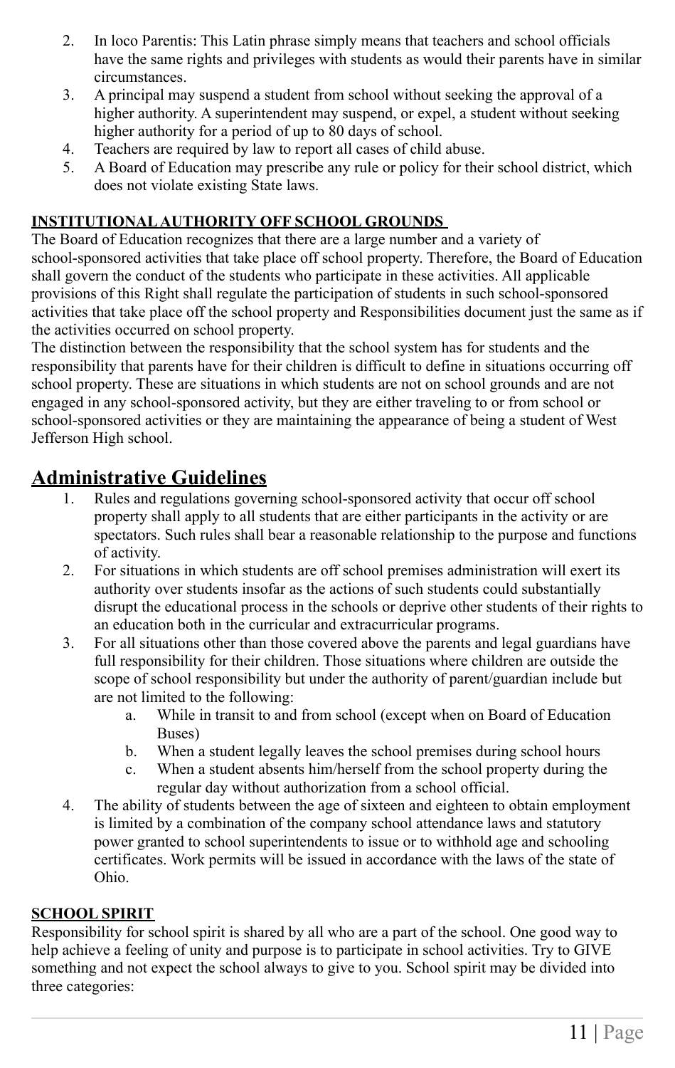2. In loco Parentis: This Latin phrase simply means that teachers and school officials have the same rights and privileges with students as would their parents have in similar circumstances.
3. A principal may suspend a student from school without seeking the approval of a higher authority. A superintendent may suspend, or expel, a student without seeking higher authority for a period of up to 80 days of school.
4. Teachers are required by law to report all cases of child abuse.
5. A Board of Education may prescribe any rule or policy for their school district, which does not violate existing State laws.

**INSTITUTIONAL AUTHORITY OFF SCHOOL GROUNDS**

The Board of Education recognizes that there are a large number and a variety of school-sponsored activities that take place off school property. Therefore, the Board of Education shall govern the conduct of the students who participate in these activities. All applicable provisions of this Right shall regulate the participation of students in such school-sponsored activities that take place off the school property and Responsibilities document just the same as if the activities occurred on school property.

The distinction between the responsibility that the school system has for students and the responsibility that parents have for their children is difficult to define in situations occurring off school property. These are situations in which students are not on school grounds and are not engaged in any school-sponsored activity, but they are either traveling to or from school or school-sponsored activities or they are maintaining the appearance of being a student of West Jefferson High school.

## Administrative Guidelines

1. Rules and regulations governing school-sponsored activity that occur off school property shall apply to all students that are either participants in the activity or are spectators. Such rules shall bear a reasonable relationship to the purpose and functions of activity.
2. For situations in which students are off school premises administration will exert its authority over students insofar as the actions of such students could substantially disrupt the educational process in the schools or deprive other students of their rights to an education both in the curricular and extracurricular programs.
3. For all situations other than those covered above the parents and legal guardians have full responsibility for their children. Those situations where children are outside the scope of school responsibility but under the authority of parent/guardian include but are not limited to the following:
    a. While in transit to and from school (except when on Board of Education Buses)
    b. When a student legally leaves the school premises during school hours
    c. When a student absents him/herself from the school property during the regular day without authorization from a school official.
4. The ability of students between the age of sixteen and eighteen to obtain employment is limited by a combination of the company school attendance laws and statutory power granted to school superintendents to issue or to withhold age and schooling certificates. Work permits will be issued in accordance with the laws of the state of Ohio.

**SCHOOL SPIRIT**

Responsibility for school spirit is shared by all who are a part of the school. One good way to help achieve a feeling of unity and purpose is to participate in school activities. Try to GIVE something and not expect the school always to give to you. School spirit may be divided into three categories: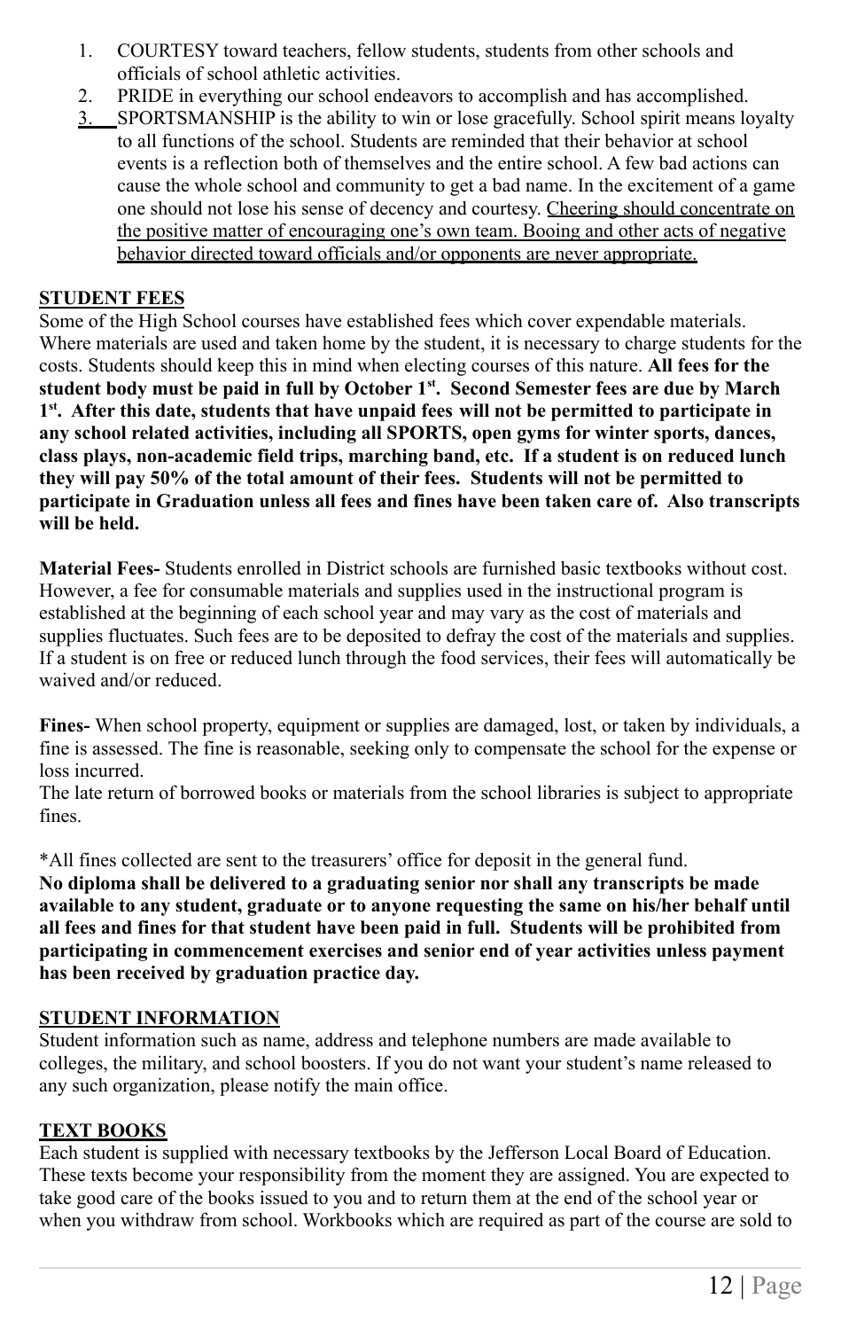1. COURTESY toward teachers, fellow students, students from other schools and officials of school athletic activities.
2. PRIDE in everything our school endeavors to accomplish and has accomplished.
3. SPORTSMANSHIP is the ability to win or lose gracefully. School spirit means loyalty to all functions of the school. Students are reminded that their behavior at school events is a reflection both of themselves and the entire school. A few bad actions can cause the whole school and community to get a bad name. In the excitement of a game one should not lose his sense of decency and courtesy. <u>Cheering should concentrate on the positive matter of encouraging one's own team. Booing and other acts of negative behavior directed toward officials and/or opponents are never appropriate.</u>

## STUDENT FEES

Some of the High School courses have established fees which cover expendable materials. Where materials are used and taken home by the student, it is necessary to charge students for the costs. Students should keep this in mind when electing courses of this nature. **All fees for the student body must be paid in full by October 1st. Second Semester fees are due by March 1st. After this date, students that have unpaid fees will not be permitted to participate in any school related activities, including all SPORTS, open gyms for winter sports, dances, class plays, non-academic field trips, marching band, etc. If a student is on reduced lunch they will pay 50% of the total amount of their fees. Students will not be permitted to participate in Graduation unless all fees and fines have been taken care of. Also transcripts will be held.**

**Material Fees-** Students enrolled in District schools are furnished basic textbooks without cost. However, a fee for consumable materials and supplies used in the instructional program is established at the beginning of each school year and may vary as the cost of materials and supplies fluctuates. Such fees are to be deposited to defray the cost of the materials and supplies. If a student is on free or reduced lunch through the food services, their fees will automatically be waived and/or reduced.

**Fines-** When school property, equipment or supplies are damaged, lost, or taken by individuals, a fine is assessed. The fine is reasonable, seeking only to compensate the school for the expense or loss incurred.
The late return of borrowed books or materials from the school libraries is subject to appropriate fines.

*All fines collected are sent to the treasurers' office for deposit in the general fund.
**No diploma shall be delivered to a graduating senior nor shall any transcripts be made available to any student, graduate or to anyone requesting the same on his/her behalf until all fees and fines for that student have been paid in full. Students will be prohibited from participating in commencement exercises and senior end of year activities unless payment has been received by graduation practice day.**

## STUDENT INFORMATION

Student information such as name, address and telephone numbers are made available to colleges, the military, and school boosters. If you do not want your student's name released to any such organization, please notify the main office.

## TEXT BOOKS

Each student is supplied with necessary textbooks by the Jefferson Local Board of Education. These texts become your responsibility from the moment they are assigned. You are expected to take good care of the books issued to you and to return them at the end of the school year or when you withdraw from school. Workbooks which are required as part of the course are sold to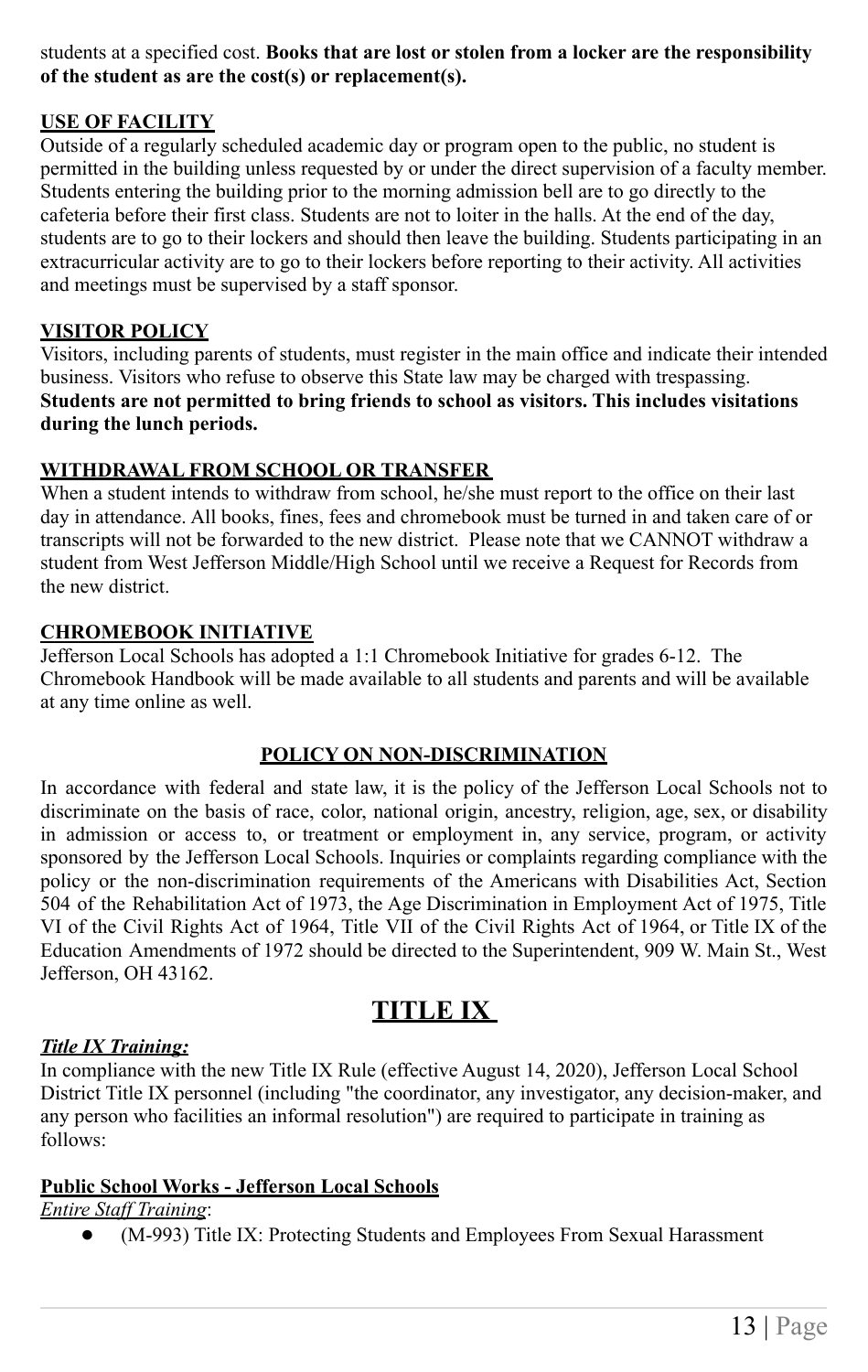students at a specified cost. **Books that are lost or stolen from a locker are the responsibility of the student as are the cost(s) or replacement(s).**

## USE OF FACILITY

Outside of a regularly scheduled academic day or program open to the public, no student is permitted in the building unless requested by or under the direct supervision of a faculty member. Students entering the building prior to the morning admission bell are to go directly to the cafeteria before their first class. Students are not to loiter in the halls. At the end of the day, students are to go to their lockers and should then leave the building. Students participating in an extracurricular activity are to go to their lockers before reporting to their activity. All activities and meetings must be supervised by a staff sponsor.

## VISITOR POLICY

Visitors, including parents of students, must register in the main office and indicate their intended business. Visitors who refuse to observe this State law may be charged with trespassing. **Students are not permitted to bring friends to school as visitors. This includes visitations during the lunch periods.**

## WITHDRAWAL FROM SCHOOL OR TRANSFER

When a student intends to withdraw from school, he/she must report to the office on their last day in attendance. All books, fines, fees and chromebook must be turned in and taken care of or transcripts will not be forwarded to the new district. Please note that we CANNOT withdraw a student from West Jefferson Middle/High School until we receive a Request for Records from the new district.

## CHROMEBOOK INITIATIVE

Jefferson Local Schools has adopted a 1:1 Chromebook Initiative for grades 6-12. The Chromebook Handbook will be made available to all students and parents and will be available at any time online as well.

## POLICY ON NON-DISCRIMINATION

In accordance with federal and state law, it is the policy of the Jefferson Local Schools not to discriminate on the basis of race, color, national origin, ancestry, religion, age, sex, or disability in admission or access to, or treatment or employment in, any service, program, or activity sponsored by the Jefferson Local Schools. Inquiries or complaints regarding compliance with the policy or the non-discrimination requirements of the Americans with Disabilities Act, Section 504 of the Rehabilitation Act of 1973, the Age Discrimination in Employment Act of 1975, Title VI of the Civil Rights Act of 1964, Title VII of the Civil Rights Act of 1964, or Title IX of the Education Amendments of 1972 should be directed to the Superintendent, 909 W. Main St., West Jefferson, OH 43162.

# TITLE IX

### *Title IX Training:*

In compliance with the new Title IX Rule (effective August 14, 2020), Jefferson Local School District Title IX personnel (including "the coordinator, any investigator, any decision-maker, and any person who facilities an informal resolution") are required to participate in training as follows:

### Public School Works - Jefferson Local Schools

*Entire Staff Training*:

- (M-993) Title IX: Protecting Students and Employees From Sexual Harassment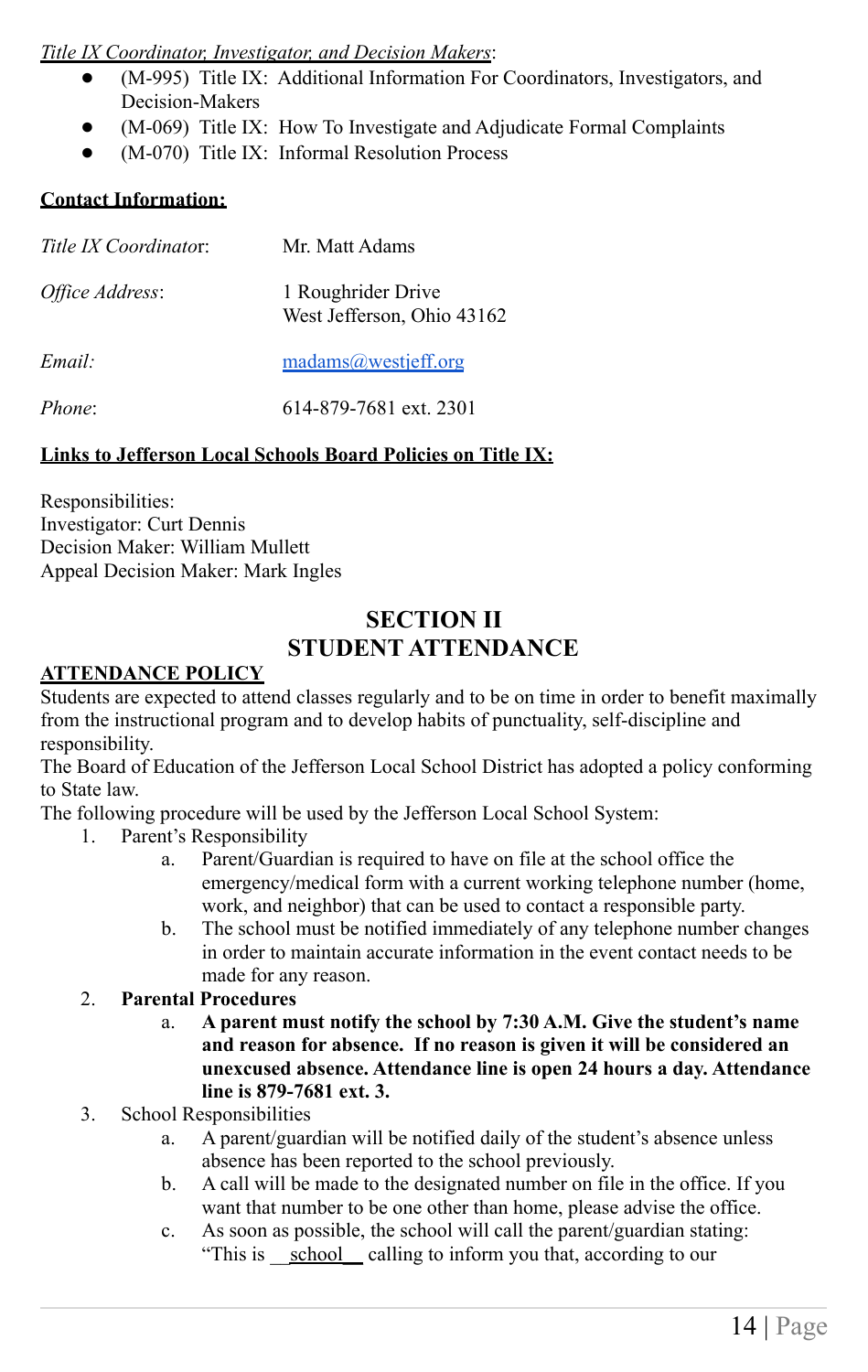*Title IX Coordinator, Investigator, and Decision Makers*:

- (M-995) Title IX: Additional Information For Coordinators, Investigators, and Decision-Makers
- (M-069) Title IX: How To Investigate and Adjudicate Formal Complaints
- (M-070) Title IX: Informal Resolution Process

**Contact Information:**

| | |
|---|---|
| *Title IX Coordinator*: | Mr. Matt Adams |
| *Office Address*: | 1 Roughrider Drive<br>West Jefferson, Ohio 43162 |
| *Email:* | madams@westjeff.org |
| *Phone*: | 614-879-7681 ext. 2301 |

**Links to Jefferson Local Schools Board Policies on Title IX:**

Responsibilities:
Investigator: Curt Dennis
Decision Maker: William Mullett
Appeal Decision Maker: Mark Ingles

# SECTION II
# STUDENT ATTENDANCE

**ATTENDANCE POLICY**

Students are expected to attend classes regularly and to be on time in order to benefit maximally from the instructional program and to develop habits of punctuality, self-discipline and responsibility.

The Board of Education of the Jefferson Local School District has adopted a policy conforming to State law.

The following procedure will be used by the Jefferson Local School System:

1. Parent's Responsibility
    a. Parent/Guardian is required to have on file at the school office the emergency/medical form with a current working telephone number (home, work, and neighbor) that can be used to contact a responsible party.
    b. The school must be notified immediately of any telephone number changes in order to maintain accurate information in the event contact needs to be made for any reason.
2. **Parental Procedures**
    a. **A parent must notify the school by 7:30 A.M. Give the student's name and reason for absence. If no reason is given it will be considered an unexcused absence. Attendance line is open 24 hours a day. Attendance line is 879-7681 ext. 3.**
3. School Responsibilities
    a. A parent/guardian will be notified daily of the student's absence unless absence has been reported to the school previously.
    b. A call will be made to the designated number on file in the office. If you want that number to be one other than home, please advise the office.
    c. As soon as possible, the school will call the parent/guardian stating: "This is __school__ calling to inform you that, according to our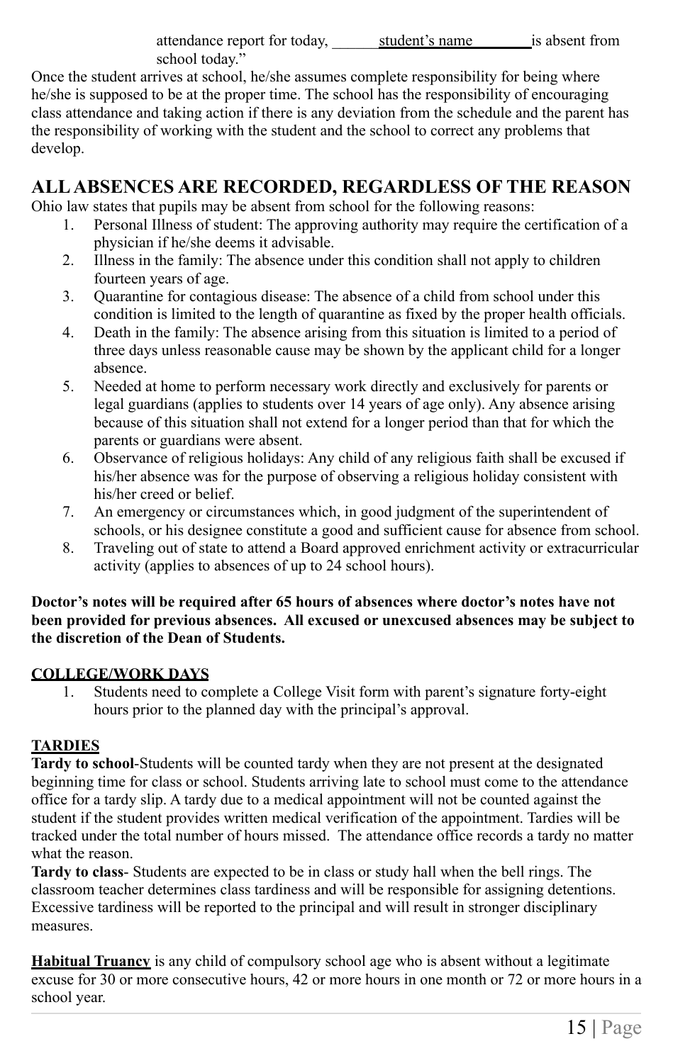attendance report for today, ______student's name________is absent from school today."

Once the student arrives at school, he/she assumes complete responsibility for being where he/she is supposed to be at the proper time. The school has the responsibility of encouraging class attendance and taking action if there is any deviation from the schedule and the parent has the responsibility of working with the student and the school to correct any problems that develop.

## ALL ABSENCES ARE RECORDED, REGARDLESS OF THE REASON

Ohio law states that pupils may be absent from school for the following reasons:

1. Personal Illness of student: The approving authority may require the certification of a physician if he/she deems it advisable.
2. Illness in the family: The absence under this condition shall not apply to children fourteen years of age.
3. Quarantine for contagious disease: The absence of a child from school under this condition is limited to the length of quarantine as fixed by the proper health officials.
4. Death in the family: The absence arising from this situation is limited to a period of three days unless reasonable cause may be shown by the applicant child for a longer absence.
5. Needed at home to perform necessary work directly and exclusively for parents or legal guardians (applies to students over 14 years of age only). Any absence arising because of this situation shall not extend for a longer period than that for which the parents or guardians were absent.
6. Observance of religious holidays: Any child of any religious faith shall be excused if his/her absence was for the purpose of observing a religious holiday consistent with his/her creed or belief.
7. An emergency or circumstances which, in good judgment of the superintendent of schools, or his designee constitute a good and sufficient cause for absence from school.
8. Traveling out of state to attend a Board approved enrichment activity or extracurricular activity (applies to absences of up to 24 school hours).

**Doctor's notes will be required after 65 hours of absences where doctor's notes have not been provided for previous absences. All excused or unexcused absences may be subject to the discretion of the Dean of Students.**

**COLLEGE/WORK DAYS**

1. Students need to complete a College Visit form with parent's signature forty-eight hours prior to the planned day with the principal's approval.

**TARDIES**

**Tardy to school**-Students will be counted tardy when they are not present at the designated beginning time for class or school. Students arriving late to school must come to the attendance office for a tardy slip. A tardy due to a medical appointment will not be counted against the student if the student provides written medical verification of the appointment. Tardies will be tracked under the total number of hours missed. The attendance office records a tardy no matter what the reason.

**Tardy to class**- Students are expected to be in class or study hall when the bell rings. The classroom teacher determines class tardiness and will be responsible for assigning detentions. Excessive tardiness will be reported to the principal and will result in stronger disciplinary measures.

**Habitual Truancy** is any child of compulsory school age who is absent without a legitimate excuse for 30 or more consecutive hours, 42 or more hours in one month or 72 or more hours in a school year.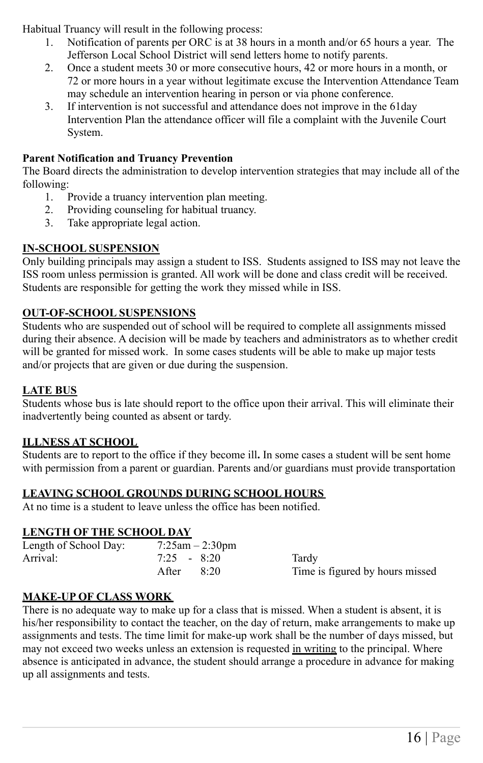Habitual Truancy will result in the following process:

1. Notification of parents per ORC is at 38 hours in a month and/or 65 hours a year. The Jefferson Local School District will send letters home to notify parents.
2. Once a student meets 30 or more consecutive hours, 42 or more hours in a month, or 72 or more hours in a year without legitimate excuse the Intervention Attendance Team may schedule an intervention hearing in person or via phone conference.
3. If intervention is not successful and attendance does not improve in the 61day Intervention Plan the attendance officer will file a complaint with the Juvenile Court System.

**Parent Notification and Truancy Prevention**

The Board directs the administration to develop intervention strategies that may include all of the following:

1. Provide a truancy intervention plan meeting.
2. Providing counseling for habitual truancy.
3. Take appropriate legal action.

**IN-SCHOOL SUSPENSION**

Only building principals may assign a student to ISS. Students assigned to ISS may not leave the ISS room unless permission is granted. All work will be done and class credit will be received. Students are responsible for getting the work they missed while in ISS.

**OUT-OF-SCHOOL SUSPENSIONS**

Students who are suspended out of school will be required to complete all assignments missed during their absence. A decision will be made by teachers and administrators as to whether credit will be granted for missed work. In some cases students will be able to make up major tests and/or projects that are given or due during the suspension.

**LATE BUS**

Students whose bus is late should report to the office upon their arrival. This will eliminate their inadvertently being counted as absent or tardy.

**ILLNESS AT SCHOOL**

Students are to report to the office if they become ill**.** In some cases a student will be sent home with permission from a parent or guardian. Parents and/or guardians must provide transportation

**LEAVING SCHOOL GROUNDS DURING SCHOOL HOURS**

At no time is a student to leave unless the office has been notified.

**LENGTH OF THE SCHOOL DAY**

| | | |
|---|---|---|
| Length of School Day: | 7:25am – 2:30pm | |
| Arrival: | 7:25 - 8:20 | Tardy |
| | After 8:20 | Time is figured by hours missed |

**MAKE-UP OF CLASS WORK**

There is no adequate way to make up for a class that is missed. When a student is absent, it is his/her responsibility to contact the teacher, on the day of return, make arrangements to make up assignments and tests. The time limit for make-up work shall be the number of days missed, but may not exceed two weeks unless an extension is requested in writing to the principal. Where absence is anticipated in advance, the student should arrange a procedure in advance for making up all assignments and tests.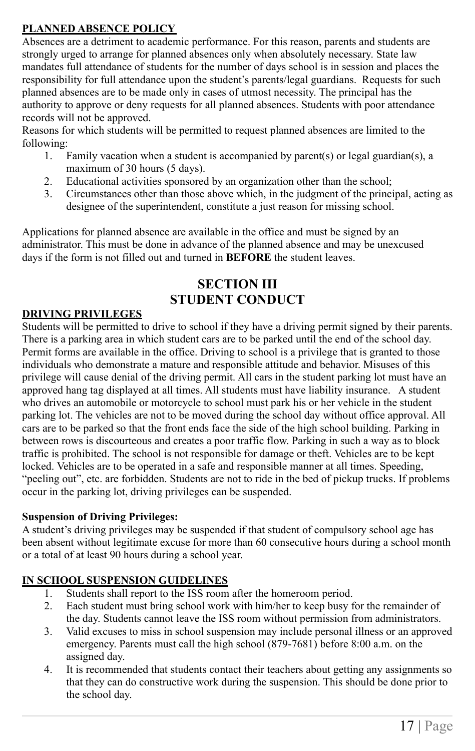**PLANNED ABSENCE POLICY**

Absences are a detriment to academic performance. For this reason, parents and students are strongly urged to arrange for planned absences only when absolutely necessary. State law mandates full attendance of students for the number of days school is in session and places the responsibility for full attendance upon the student's parents/legal guardians. Requests for such planned absences are to be made only in cases of utmost necessity. The principal has the authority to approve or deny requests for all planned absences. Students with poor attendance records will not be approved.

Reasons for which students will be permitted to request planned absences are limited to the following:

1. Family vacation when a student is accompanied by parent(s) or legal guardian(s), a maximum of 30 hours (5 days).
2. Educational activities sponsored by an organization other than the school;
3. Circumstances other than those above which, in the judgment of the principal, acting as designee of the superintendent, constitute a just reason for missing school.

Applications for planned absence are available in the office and must be signed by an administrator. This must be done in advance of the planned absence and may be unexcused days if the form is not filled out and turned in **BEFORE** the student leaves.

# SECTION III
# STUDENT CONDUCT

**DRIVING PRIVILEGES**

Students will be permitted to drive to school if they have a driving permit signed by their parents. There is a parking area in which student cars are to be parked until the end of the school day. Permit forms are available in the office. Driving to school is a privilege that is granted to those individuals who demonstrate a mature and responsible attitude and behavior. Misuses of this privilege will cause denial of the driving permit. All cars in the student parking lot must have an approved hang tag displayed at all times. All students must have liability insurance. A student who drives an automobile or motorcycle to school must park his or her vehicle in the student parking lot. The vehicles are not to be moved during the school day without office approval. All cars are to be parked so that the front ends face the side of the high school building. Parking in between rows is discourteous and creates a poor traffic flow. Parking in such a way as to block traffic is prohibited. The school is not responsible for damage or theft. Vehicles are to be kept locked. Vehicles are to be operated in a safe and responsible manner at all times. Speeding, "peeling out", etc. are forbidden. Students are not to ride in the bed of pickup trucks. If problems occur in the parking lot, driving privileges can be suspended.

**Suspension of Driving Privileges:**

A student's driving privileges may be suspended if that student of compulsory school age has been absent without legitimate excuse for more than 60 consecutive hours during a school month or a total of at least 90 hours during a school year.

**IN SCHOOL SUSPENSION GUIDELINES**

1. Students shall report to the ISS room after the homeroom period.
2. Each student must bring school work with him/her to keep busy for the remainder of the day. Students cannot leave the ISS room without permission from administrators.
3. Valid excuses to miss in school suspension may include personal illness or an approved emergency. Parents must call the high school (879-7681) before 8:00 a.m. on the assigned day.
4. It is recommended that students contact their teachers about getting any assignments so that they can do constructive work during the suspension. This should be done prior to the school day.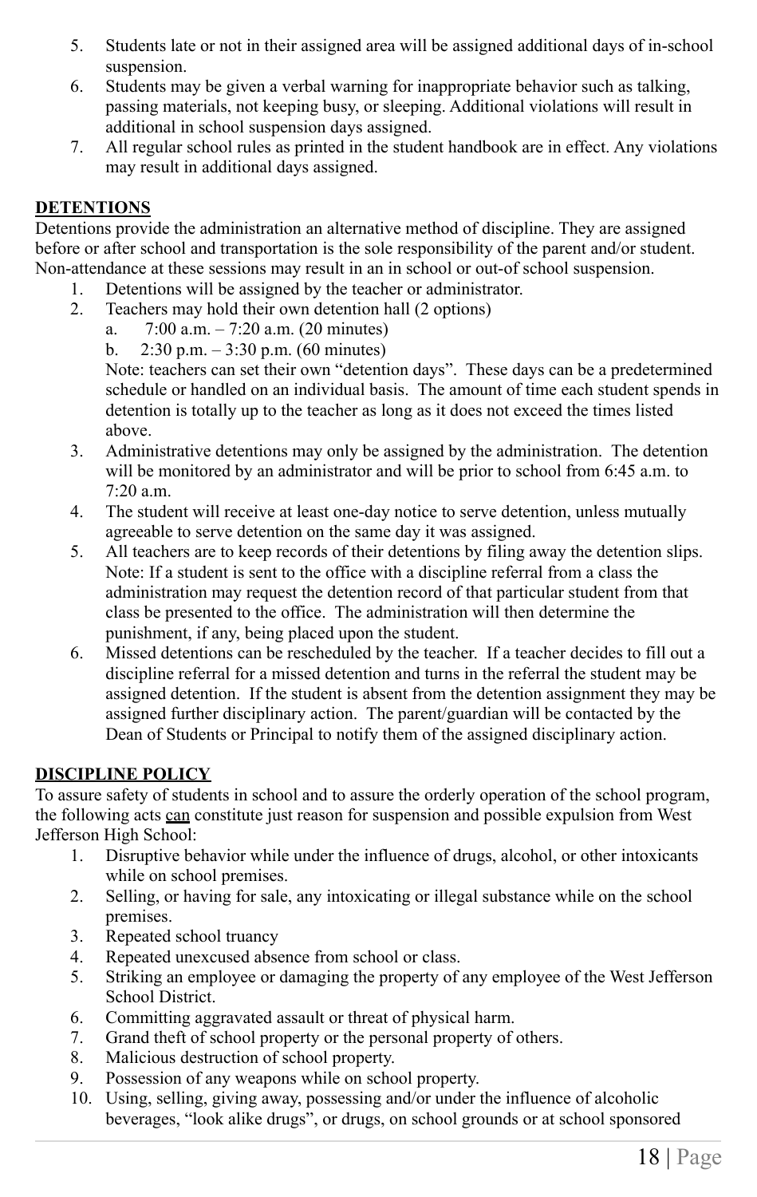5. Students late or not in their assigned area will be assigned additional days of in-school suspension.
6. Students may be given a verbal warning for inappropriate behavior such as talking, passing materials, not keeping busy, or sleeping. Additional violations will result in additional in school suspension days assigned.
7. All regular school rules as printed in the student handbook are in effect. Any violations may result in additional days assigned.

## **DETENTIONS**

Detentions provide the administration an alternative method of discipline. They are assigned before or after school and transportation is the sole responsibility of the parent and/or student. Non-attendance at these sessions may result in an in school or out-of school suspension.

1. Detentions will be assigned by the teacher or administrator.
2. Teachers may hold their own detention hall (2 options)
   a. 7:00 a.m. – 7:20 a.m. (20 minutes)
   b. 2:30 p.m. – 3:30 p.m. (60 minutes)

   Note: teachers can set their own "detention days". These days can be a predetermined schedule or handled on an individual basis. The amount of time each student spends in detention is totally up to the teacher as long as it does not exceed the times listed above.
3. Administrative detentions may only be assigned by the administration. The detention will be monitored by an administrator and will be prior to school from 6:45 a.m. to 7:20 a.m.
4. The student will receive at least one-day notice to serve detention, unless mutually agreeable to serve detention on the same day it was assigned.
5. All teachers are to keep records of their detentions by filing away the detention slips. Note: If a student is sent to the office with a discipline referral from a class the administration may request the detention record of that particular student from that class be presented to the office. The administration will then determine the punishment, if any, being placed upon the student.
6. Missed detentions can be rescheduled by the teacher. If a teacher decides to fill out a discipline referral for a missed detention and turns in the referral the student may be assigned detention. If the student is absent from the detention assignment they may be assigned further disciplinary action. The parent/guardian will be contacted by the Dean of Students or Principal to notify them of the assigned disciplinary action.

## **DISCIPLINE POLICY**

To assure safety of students in school and to assure the orderly operation of the school program, the following acts <u>can</u> constitute just reason for suspension and possible expulsion from West Jefferson High School:

1. Disruptive behavior while under the influence of drugs, alcohol, or other intoxicants while on school premises.
2. Selling, or having for sale, any intoxicating or illegal substance while on the school premises.
3. Repeated school truancy
4. Repeated unexcused absence from school or class.
5. Striking an employee or damaging the property of any employee of the West Jefferson School District.
6. Committing aggravated assault or threat of physical harm.
7. Grand theft of school property or the personal property of others.
8. Malicious destruction of school property.
9. Possession of any weapons while on school property.
10. Using, selling, giving away, possessing and/or under the influence of alcoholic beverages, "look alike drugs", or drugs, on school grounds or at school sponsored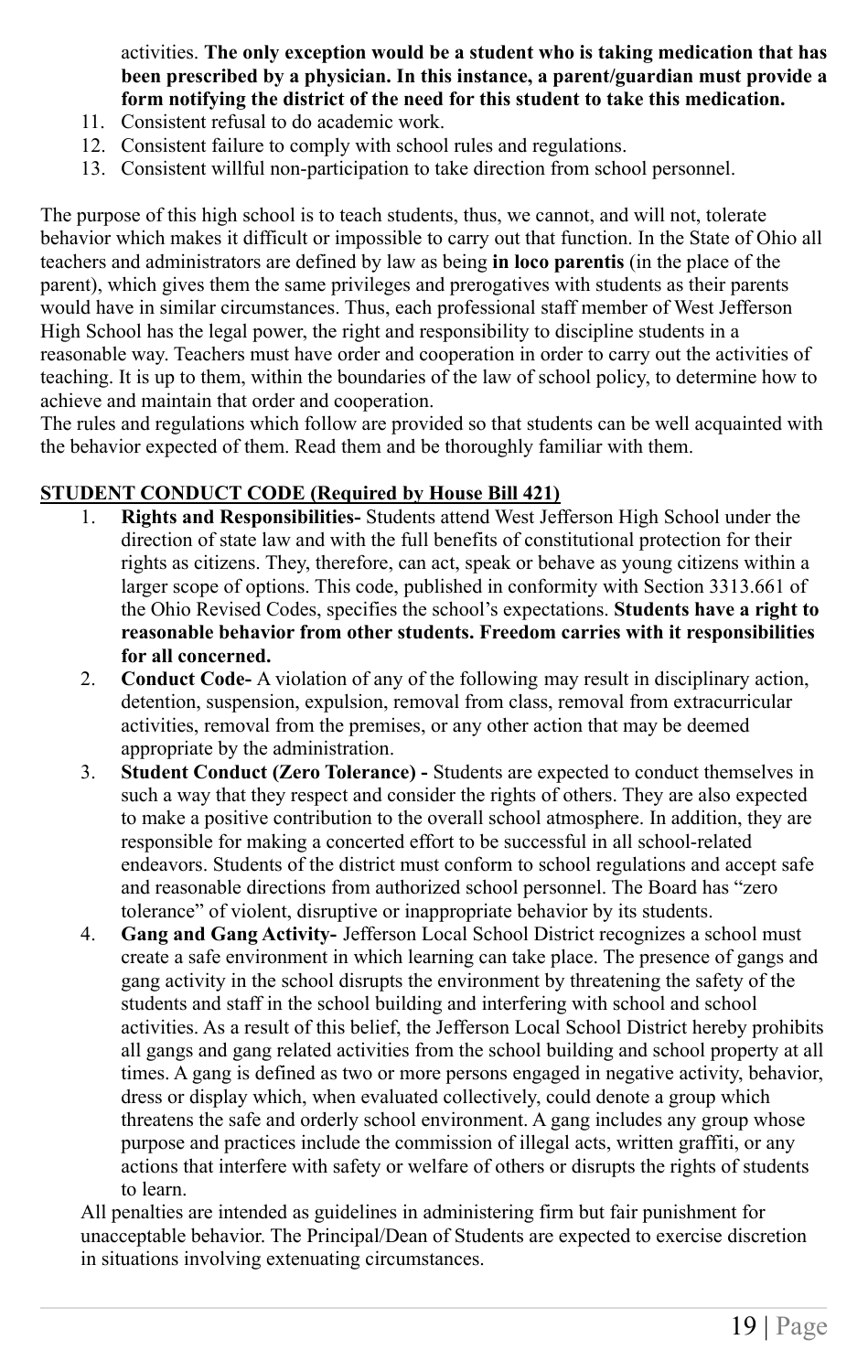activities. **The only exception would be a student who is taking medication that has been prescribed by a physician. In this instance, a parent/guardian must provide a form notifying the district of the need for this student to take this medication.**

11. Consistent refusal to do academic work.
12. Consistent failure to comply with school rules and regulations.
13. Consistent willful non-participation to take direction from school personnel.

The purpose of this high school is to teach students, thus, we cannot, and will not, tolerate behavior which makes it difficult or impossible to carry out that function. In the State of Ohio all teachers and administrators are defined by law as being **in loco parentis** (in the place of the parent), which gives them the same privileges and prerogatives with students as their parents would have in similar circumstances. Thus, each professional staff member of West Jefferson High School has the legal power, the right and responsibility to discipline students in a reasonable way. Teachers must have order and cooperation in order to carry out the activities of teaching. It is up to them, within the boundaries of the law of school policy, to determine how to achieve and maintain that order and cooperation.

The rules and regulations which follow are provided so that students can be well acquainted with the behavior expected of them. Read them and be thoroughly familiar with them.

**STUDENT CONDUCT CODE (Required by House Bill 421)**

1. **Rights and Responsibilities-** Students attend West Jefferson High School under the direction of state law and with the full benefits of constitutional protection for their rights as citizens. They, therefore, can act, speak or behave as young citizens within a larger scope of options. This code, published in conformity with Section 3313.661 of the Ohio Revised Codes, specifies the school's expectations. **Students have a right to reasonable behavior from other students. Freedom carries with it responsibilities for all concerned.**
2. **Conduct Code-** A violation of any of the following may result in disciplinary action, detention, suspension, expulsion, removal from class, removal from extracurricular activities, removal from the premises, or any other action that may be deemed appropriate by the administration.
3. **Student Conduct (Zero Tolerance) -** Students are expected to conduct themselves in such a way that they respect and consider the rights of others. They are also expected to make a positive contribution to the overall school atmosphere. In addition, they are responsible for making a concerted effort to be successful in all school-related endeavors. Students of the district must conform to school regulations and accept safe and reasonable directions from authorized school personnel. The Board has "zero tolerance" of violent, disruptive or inappropriate behavior by its students.
4. **Gang and Gang Activity-** Jefferson Local School District recognizes a school must create a safe environment in which learning can take place. The presence of gangs and gang activity in the school disrupts the environment by threatening the safety of the students and staff in the school building and interfering with school and school activities. As a result of this belief, the Jefferson Local School District hereby prohibits all gangs and gang related activities from the school building and school property at all times. A gang is defined as two or more persons engaged in negative activity, behavior, dress or display which, when evaluated collectively, could denote a group which threatens the safe and orderly school environment. A gang includes any group whose purpose and practices include the commission of illegal acts, written graffiti, or any actions that interfere with safety or welfare of others or disrupts the rights of students to learn.

All penalties are intended as guidelines in administering firm but fair punishment for unacceptable behavior. The Principal/Dean of Students are expected to exercise discretion in situations involving extenuating circumstances.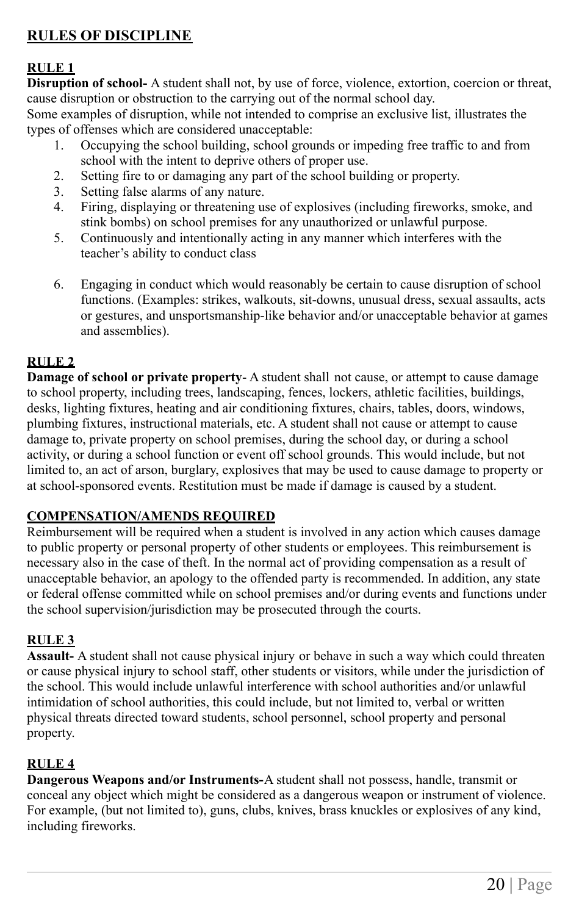## RULES OF DISCIPLINE

### RULE 1

**Disruption of school-** A student shall not, by use of force, violence, extortion, coercion or threat, cause disruption or obstruction to the carrying out of the normal school day.
Some examples of disruption, while not intended to comprise an exclusive list, illustrates the types of offenses which are considered unacceptable:

1. Occupying the school building, school grounds or impeding free traffic to and from school with the intent to deprive others of proper use.
2. Setting fire to or damaging any part of the school building or property.
3. Setting false alarms of any nature.
4. Firing, displaying or threatening use of explosives (including fireworks, smoke, and stink bombs) on school premises for any unauthorized or unlawful purpose.
5. Continuously and intentionally acting in any manner which interferes with the teacher's ability to conduct class
6. Engaging in conduct which would reasonably be certain to cause disruption of school functions. (Examples: strikes, walkouts, sit-downs, unusual dress, sexual assaults, acts or gestures, and unsportsmanship-like behavior and/or unacceptable behavior at games and assemblies).

### RULE 2

**Damage of school or private property**- A student shall not cause, or attempt to cause damage to school property, including trees, landscaping, fences, lockers, athletic facilities, buildings, desks, lighting fixtures, heating and air conditioning fixtures, chairs, tables, doors, windows, plumbing fixtures, instructional materials, etc. A student shall not cause or attempt to cause damage to, private property on school premises, during the school day, or during a school activity, or during a school function or event off school grounds. This would include, but not limited to, an act of arson, burglary, explosives that may be used to cause damage to property or at school-sponsored events. Restitution must be made if damage is caused by a student.

### COMPENSATION/AMENDS REQUIRED

Reimbursement will be required when a student is involved in any action which causes damage to public property or personal property of other students or employees. This reimbursement is necessary also in the case of theft. In the normal act of providing compensation as a result of unacceptable behavior, an apology to the offended party is recommended. In addition, any state or federal offense committed while on school premises and/or during events and functions under the school supervision/jurisdiction may be prosecuted through the courts.

### RULE 3

**Assault-** A student shall not cause physical injury or behave in such a way which could threaten or cause physical injury to school staff, other students or visitors, while under the jurisdiction of the school. This would include unlawful interference with school authorities and/or unlawful intimidation of school authorities, this could include, but not limited to, verbal or written physical threats directed toward students, school personnel, school property and personal property.

### RULE 4

**Dangerous Weapons and/or Instruments-**A student shall not possess, handle, transmit or conceal any object which might be considered as a dangerous weapon or instrument of violence. For example, (but not limited to), guns, clubs, knives, brass knuckles or explosives of any kind, including fireworks.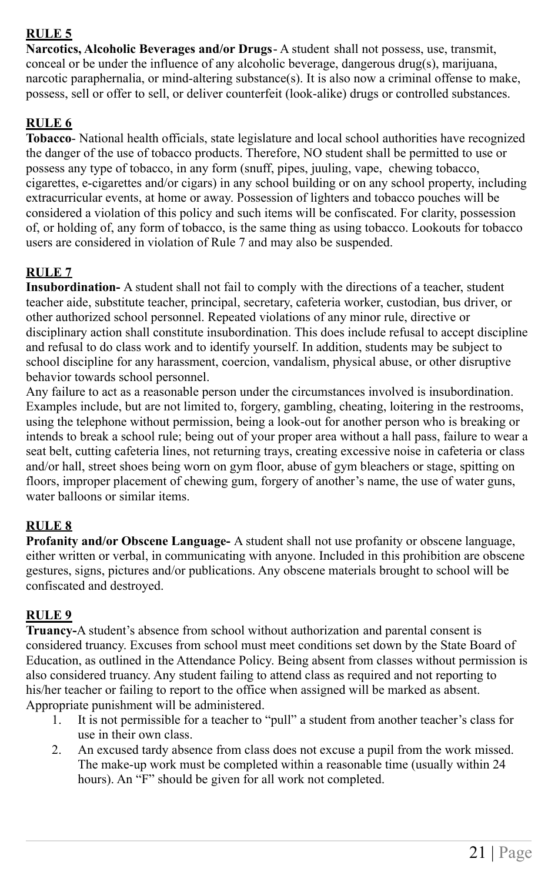## RULE 5

**Narcotics, Alcoholic Beverages and/or Drugs**- A student shall not possess, use, transmit, conceal or be under the influence of any alcoholic beverage, dangerous drug(s), marijuana, narcotic paraphernalia, or mind-altering substance(s). It is also now a criminal offense to make, possess, sell or offer to sell, or deliver counterfeit (look-alike) drugs or controlled substances.

## RULE 6

**Tobacco**- National health officials, state legislature and local school authorities have recognized the danger of the use of tobacco products. Therefore, NO student shall be permitted to use or possess any type of tobacco, in any form (snuff, pipes, juuling, vape, chewing tobacco, cigarettes, e-cigarettes and/or cigars) in any school building or on any school property, including extracurricular events, at home or away. Possession of lighters and tobacco pouches will be considered a violation of this policy and such items will be confiscated. For clarity, possession of, or holding of, any form of tobacco, is the same thing as using tobacco. Lookouts for tobacco users are considered in violation of Rule 7 and may also be suspended.

## RULE 7

**Insubordination-** A student shall not fail to comply with the directions of a teacher, student teacher aide, substitute teacher, principal, secretary, cafeteria worker, custodian, bus driver, or other authorized school personnel. Repeated violations of any minor rule, directive or disciplinary action shall constitute insubordination. This does include refusal to accept discipline and refusal to do class work and to identify yourself. In addition, students may be subject to school discipline for any harassment, coercion, vandalism, physical abuse, or other disruptive behavior towards school personnel.

Any failure to act as a reasonable person under the circumstances involved is insubordination. Examples include, but are not limited to, forgery, gambling, cheating, loitering in the restrooms, using the telephone without permission, being a look-out for another person who is breaking or intends to break a school rule; being out of your proper area without a hall pass, failure to wear a seat belt, cutting cafeteria lines, not returning trays, creating excessive noise in cafeteria or class and/or hall, street shoes being worn on gym floor, abuse of gym bleachers or stage, spitting on floors, improper placement of chewing gum, forgery of another's name, the use of water guns, water balloons or similar items.

## RULE 8

**Profanity and/or Obscene Language-** A student shall not use profanity or obscene language, either written or verbal, in communicating with anyone. Included in this prohibition are obscene gestures, signs, pictures and/or publications. Any obscene materials brought to school will be confiscated and destroyed.

## RULE 9

**Truancy-**A student's absence from school without authorization and parental consent is considered truancy. Excuses from school must meet conditions set down by the State Board of Education, as outlined in the Attendance Policy. Being absent from classes without permission is also considered truancy. Any student failing to attend class as required and not reporting to his/her teacher or failing to report to the office when assigned will be marked as absent. Appropriate punishment will be administered.

1. It is not permissible for a teacher to "pull" a student from another teacher's class for use in their own class.
2. An excused tardy absence from class does not excuse a pupil from the work missed. The make-up work must be completed within a reasonable time (usually within 24 hours). An "F" should be given for all work not completed.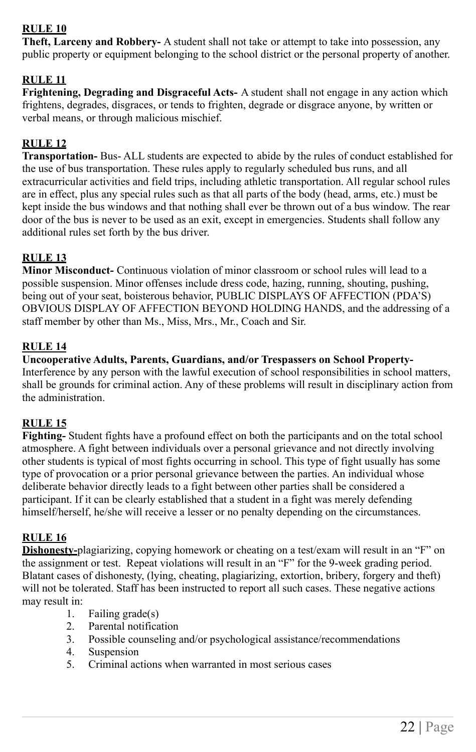**RULE 10**

**Theft, Larceny and Robbery-** A student shall not take or attempt to take into possession, any public property or equipment belonging to the school district or the personal property of another.

**RULE 11**

**Frightening, Degrading and Disgraceful Acts-** A student shall not engage in any action which frightens, degrades, disgraces, or tends to frighten, degrade or disgrace anyone, by written or verbal means, or through malicious mischief.

**RULE 12**

**Transportation-** Bus- ALL students are expected to abide by the rules of conduct established for the use of bus transportation. These rules apply to regularly scheduled bus runs, and all extracurricular activities and field trips, including athletic transportation. All regular school rules are in effect, plus any special rules such as that all parts of the body (head, arms, etc.) must be kept inside the bus windows and that nothing shall ever be thrown out of a bus window. The rear door of the bus is never to be used as an exit, except in emergencies. Students shall follow any additional rules set forth by the bus driver.

**RULE 13**

**Minor Misconduct-** Continuous violation of minor classroom or school rules will lead to a possible suspension. Minor offenses include dress code, hazing, running, shouting, pushing, being out of your seat, boisterous behavior, PUBLIC DISPLAYS OF AFFECTION (PDA'S) OBVIOUS DISPLAY OF AFFECTION BEYOND HOLDING HANDS, and the addressing of a staff member by other than Ms., Miss, Mrs., Mr., Coach and Sir.

**RULE 14**

**Uncooperative Adults, Parents, Guardians, and/or Trespassers on School Property-** Interference by any person with the lawful execution of school responsibilities in school matters, shall be grounds for criminal action. Any of these problems will result in disciplinary action from the administration.

**RULE 15**

**Fighting-** Student fights have a profound effect on both the participants and on the total school atmosphere. A fight between individuals over a personal grievance and not directly involving other students is typical of most fights occurring in school. This type of fight usually has some type of provocation or a prior personal grievance between the parties. An individual whose deliberate behavior directly leads to a fight between other parties shall be considered a participant. If it can be clearly established that a student in a fight was merely defending himself/herself, he/she will receive a lesser or no penalty depending on the circumstances.

**RULE 16**

**Dishonesty-**plagiarizing, copying homework or cheating on a test/exam will result in an "F" on the assignment or test. Repeat violations will result in an "F" for the 9-week grading period. Blatant cases of dishonesty, (lying, cheating, plagiarizing, extortion, bribery, forgery and theft) will not be tolerated. Staff has been instructed to report all such cases. These negative actions may result in:

1. Failing grade(s)
2. Parental notification
3. Possible counseling and/or psychological assistance/recommendations
4. Suspension
5. Criminal actions when warranted in most serious cases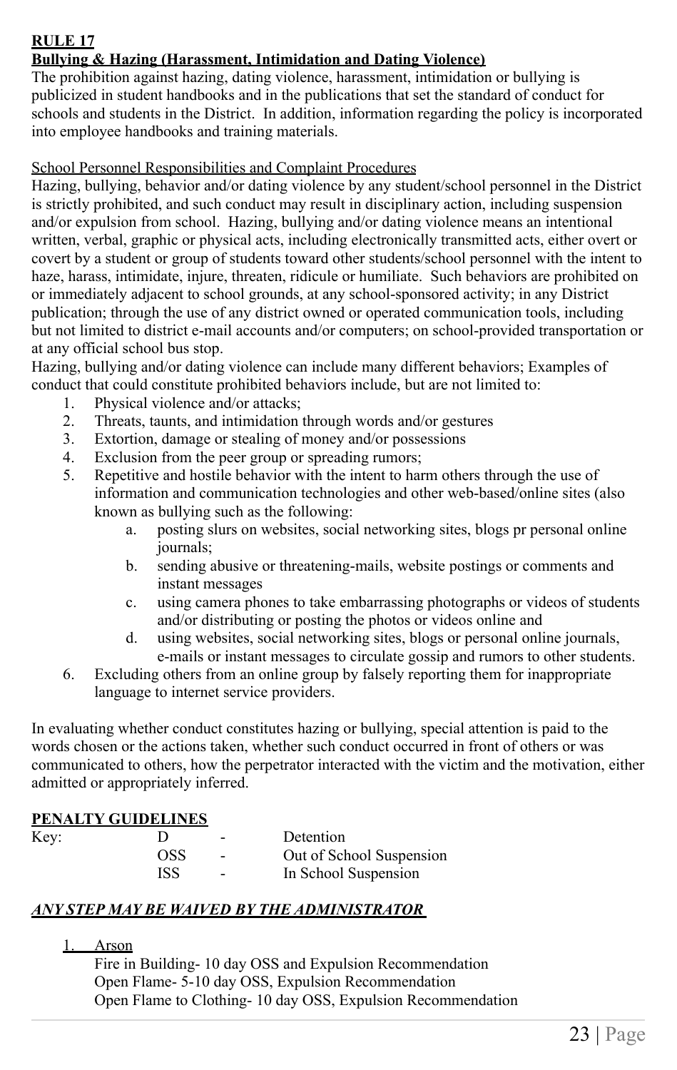**RULE 17**

**Bullying & Hazing (Harassment, Intimidation and Dating Violence)**

The prohibition against hazing, dating violence, harassment, intimidation or bullying is publicized in student handbooks and in the publications that set the standard of conduct for schools and students in the District. In addition, information regarding the policy is incorporated into employee handbooks and training materials.

School Personnel Responsibilities and Complaint Procedures

Hazing, bullying, behavior and/or dating violence by any student/school personnel in the District is strictly prohibited, and such conduct may result in disciplinary action, including suspension and/or expulsion from school. Hazing, bullying and/or dating violence means an intentional written, verbal, graphic or physical acts, including electronically transmitted acts, either overt or covert by a student or group of students toward other students/school personnel with the intent to haze, harass, intimidate, injure, threaten, ridicule or humiliate. Such behaviors are prohibited on or immediately adjacent to school grounds, at any school-sponsored activity; in any District publication; through the use of any district owned or operated communication tools, including but not limited to district e-mail accounts and/or computers; on school-provided transportation or at any official school bus stop.

Hazing, bullying and/or dating violence can include many different behaviors; Examples of conduct that could constitute prohibited behaviors include, but are not limited to:

1. Physical violence and/or attacks;
2. Threats, taunts, and intimidation through words and/or gestures
3. Extortion, damage or stealing of money and/or possessions
4. Exclusion from the peer group or spreading rumors;
5. Repetitive and hostile behavior with the intent to harm others through the use of information and communication technologies and other web-based/online sites (also known as bullying such as the following:
   a. posting slurs on websites, social networking sites, blogs pr personal online journals;
   b. sending abusive or threatening-mails, website postings or comments and instant messages
   c. using camera phones to take embarrassing photographs or videos of students and/or distributing or posting the photos or videos online and
   d. using websites, social networking sites, blogs or personal online journals, e-mails or instant messages to circulate gossip and rumors to other students.
6. Excluding others from an online group by falsely reporting them for inappropriate language to internet service providers.

In evaluating whether conduct constitutes hazing or bullying, special attention is paid to the words chosen or the actions taken, whether such conduct occurred in front of others or was communicated to others, how the perpetrator interacted with the victim and the motivation, either admitted or appropriately inferred.

**PENALTY GUIDELINES**

| Key: | | | |
|---|---|---|---|
| | D | - | Detention |
| | OSS | - | Out of School Suspension |
| | ISS | - | In School Suspension |

***ANY STEP MAY BE WAIVED BY THE ADMINISTRATOR***

1. Arson

   Fire in Building- 10 day OSS and Expulsion Recommendation
   Open Flame- 5-10 day OSS, Expulsion Recommendation
   Open Flame to Clothing- 10 day OSS, Expulsion Recommendation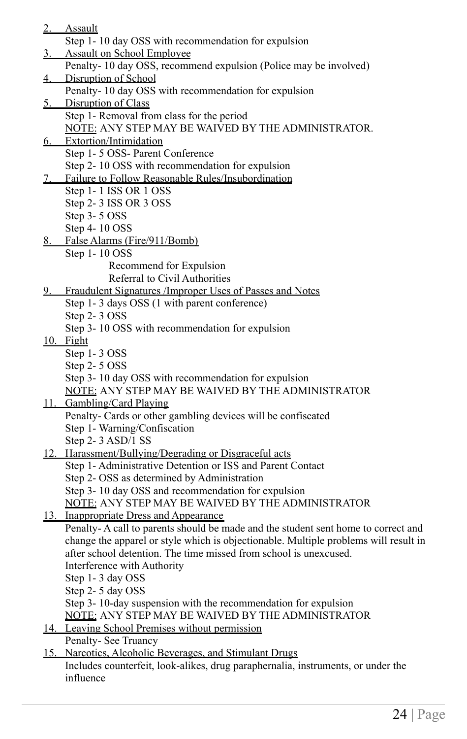2. <u>Assault</u>
   Step 1- 10 day OSS with recommendation for expulsion
3. <u>Assault on School Employee</u>
   Penalty- 10 day OSS, recommend expulsion (Police may be involved)
4. <u>Disruption of School</u>
   Penalty- 10 day OSS with recommendation for expulsion
5. <u>Disruption of Class</u>
   Step 1- Removal from class for the period
   <u>NOTE:</u> ANY STEP MAY BE WAIVED BY THE ADMINISTRATOR.
6. <u>Extortion/Intimidation</u>
   Step 1- 5 OSS- Parent Conference
   Step 2- 10 OSS with recommendation for expulsion
7. <u>Failure to Follow Reasonable Rules/Insubordination</u>
   Step 1- 1 ISS OR 1 OSS
   Step 2- 3 ISS OR 3 OSS
   Step 3- 5 OSS
   Step 4- 10 OSS
8. <u>False Alarms (Fire/911/Bomb)</u>
   Step 1- 10 OSS
   - Recommend for Expulsion
   - Referral to Civil Authorities
9. <u>Fraudulent Signatures /Improper Uses of Passes and Notes</u>
   Step 1- 3 days OSS (1 with parent conference)
   Step 2- 3 OSS
   Step 3- 10 OSS with recommendation for expulsion
10. <u>Fight</u>
    Step 1- 3 OSS
    Step 2- 5 OSS
    Step 3- 10 day OSS with recommendation for expulsion
    <u>NOTE:</u> ANY STEP MAY BE WAIVED BY THE ADMINISTRATOR
11. <u>Gambling/Card Playing</u>
    Penalty- Cards or other gambling devices will be confiscated
    Step 1- Warning/Confiscation
    Step 2- 3 ASD/1 SS
12. <u>Harassment/Bullying/Degrading or Disgraceful acts</u>
    Step 1- Administrative Detention or ISS and Parent Contact
    Step 2- OSS as determined by Administration
    Step 3- 10 day OSS and recommendation for expulsion
    <u>NOTE:</u> ANY STEP MAY BE WAIVED BY THE ADMINISTRATOR
13. <u>Inappropriate Dress and Appearance</u>
    Penalty- A call to parents should be made and the student sent home to correct and change the apparel or style which is objectionable. Multiple problems will result in after school detention. The time missed from school is unexcused.
    Interference with Authority
    Step 1- 3 day OSS
    Step 2- 5 day OSS
    Step 3- 10-day suspension with the recommendation for expulsion
    <u>NOTE:</u> ANY STEP MAY BE WAIVED BY THE ADMINISTRATOR
14. <u>Leaving School Premises without permission</u>
    Penalty- See Truancy
15. <u>Narcotics, Alcoholic Beverages, and Stimulant Drugs</u>
    Includes counterfeit, look-alikes, drug paraphernalia, instruments, or under the influence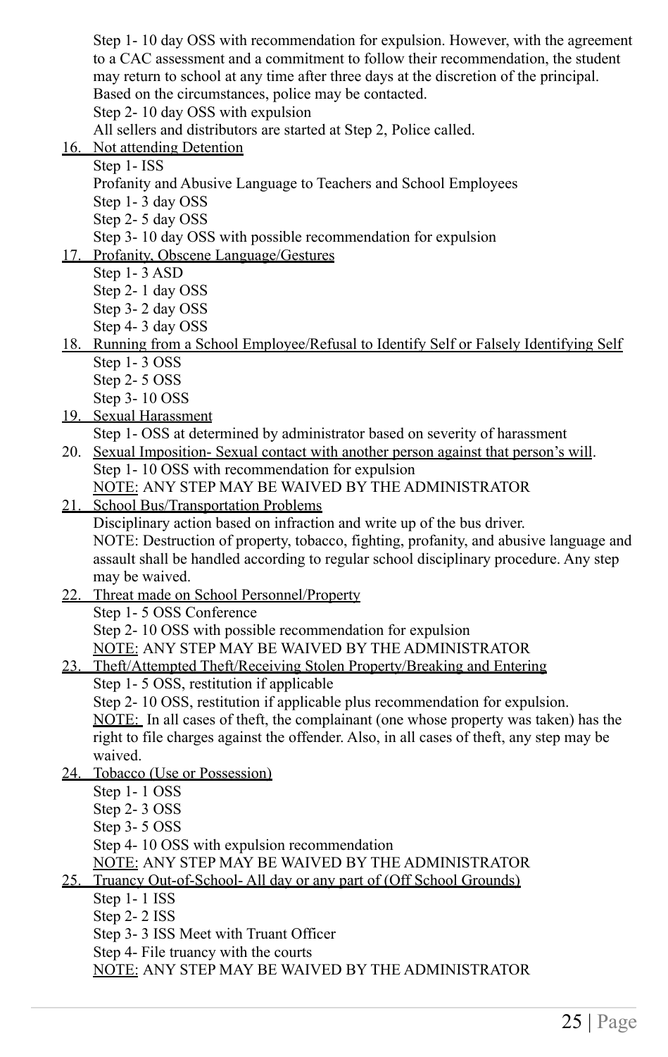Step 1- 10 day OSS with recommendation for expulsion. However, with the agreement to a CAC assessment and a commitment to follow their recommendation, the student may return to school at any time after three days at the discretion of the principal. Based on the circumstances, police may be contacted.
Step 2- 10 day OSS with expulsion
All sellers and distributors are started at Step 2, Police called.

16. Not attending Detention
Step 1- ISS
Profanity and Abusive Language to Teachers and School Employees
Step 1- 3 day OSS
Step 2- 5 day OSS
Step 3- 10 day OSS with possible recommendation for expulsion
17. Profanity, Obscene Language/Gestures
Step 1- 3 ASD
Step 2- 1 day OSS
Step 3- 2 day OSS
Step 4- 3 day OSS
18. Running from a School Employee/Refusal to Identify Self or Falsely Identifying Self
Step 1- 3 OSS
Step 2- 5 OSS
Step 3- 10 OSS
19. Sexual Harassment
Step 1- OSS at determined by administrator based on severity of harassment
20. Sexual Imposition- Sexual contact with another person against that person's will.
Step 1- 10 OSS with recommendation for expulsion
NOTE: ANY STEP MAY BE WAIVED BY THE ADMINISTRATOR
21. School Bus/Transportation Problems
Disciplinary action based on infraction and write up of the bus driver.
NOTE: Destruction of property, tobacco, fighting, profanity, and abusive language and assault shall be handled according to regular school disciplinary procedure. Any step may be waived.
22. Threat made on School Personnel/Property
Step 1- 5 OSS Conference
Step 2- 10 OSS with possible recommendation for expulsion
NOTE: ANY STEP MAY BE WAIVED BY THE ADMINISTRATOR
23. Theft/Attempted Theft/Receiving Stolen Property/Breaking and Entering
Step 1- 5 OSS, restitution if applicable
Step 2- 10 OSS, restitution if applicable plus recommendation for expulsion.
NOTE: In all cases of theft, the complainant (one whose property was taken) has the right to file charges against the offender. Also, in all cases of theft, any step may be waived.
24. Tobacco (Use or Possession)
Step 1- 1 OSS
Step 2- 3 OSS
Step 3- 5 OSS
Step 4- 10 OSS with expulsion recommendation
NOTE: ANY STEP MAY BE WAIVED BY THE ADMINISTRATOR
25. Truancy Out-of-School- All day or any part of (Off School Grounds)
Step 1- 1 ISS
Step 2- 2 ISS
Step 3- 3 ISS Meet with Truant Officer
Step 4- File truancy with the courts
NOTE: ANY STEP MAY BE WAIVED BY THE ADMINISTRATOR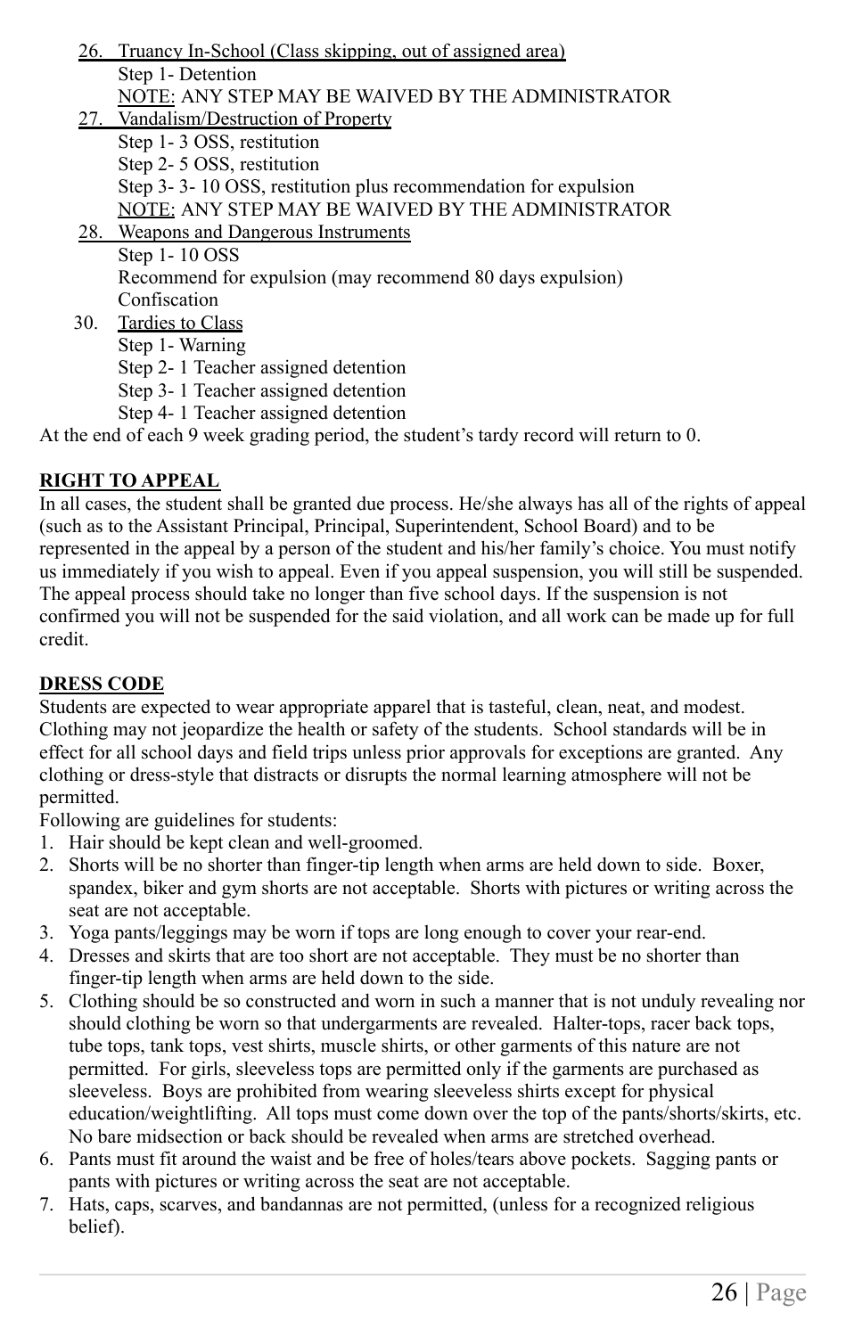26. <u>Truancy In-School (Class skipping, out of assigned area)</u>
    Step 1- Detention
    <u>NOTE:</u> ANY STEP MAY BE WAIVED BY THE ADMINISTRATOR
27. <u>Vandalism/Destruction of Property</u>
    Step 1- 3 OSS, restitution
    Step 2- 5 OSS, restitution
    Step 3- 3- 10 OSS, restitution plus recommendation for expulsion
    <u>NOTE:</u> ANY STEP MAY BE WAIVED BY THE ADMINISTRATOR
28. <u>Weapons and Dangerous Instruments</u>
    Step 1- 10 OSS
    Recommend for expulsion (may recommend 80 days expulsion)
    Confiscation
30. <u>Tardies to Class</u>
    Step 1- Warning
    Step 2- 1 Teacher assigned detention
    Step 3- 1 Teacher assigned detention
    Step 4- 1 Teacher assigned detention

At the end of each 9 week grading period, the student's tardy record will return to 0.

**RIGHT TO APPEAL**

In all cases, the student shall be granted due process. He/she always has all of the rights of appeal (such as to the Assistant Principal, Principal, Superintendent, School Board) and to be represented in the appeal by a person of the student and his/her family's choice. You must notify us immediately if you wish to appeal. Even if you appeal suspension, you will still be suspended. The appeal process should take no longer than five school days. If the suspension is not confirmed you will not be suspended for the said violation, and all work can be made up for full credit.

**DRESS CODE**

Students are expected to wear appropriate apparel that is tasteful, clean, neat, and modest. Clothing may not jeopardize the health or safety of the students. School standards will be in effect for all school days and field trips unless prior approvals for exceptions are granted. Any clothing or dress-style that distracts or disrupts the normal learning atmosphere will not be permitted.

Following are guidelines for students:

1. Hair should be kept clean and well-groomed.
2. Shorts will be no shorter than finger-tip length when arms are held down to side. Boxer, spandex, biker and gym shorts are not acceptable. Shorts with pictures or writing across the seat are not acceptable.
3. Yoga pants/leggings may be worn if tops are long enough to cover your rear-end.
4. Dresses and skirts that are too short are not acceptable. They must be no shorter than finger-tip length when arms are held down to the side.
5. Clothing should be so constructed and worn in such a manner that is not unduly revealing nor should clothing be worn so that undergarments are revealed. Halter-tops, racer back tops, tube tops, tank tops, vest shirts, muscle shirts, or other garments of this nature are not permitted. For girls, sleeveless tops are permitted only if the garments are purchased as sleeveless. Boys are prohibited from wearing sleeveless shirts except for physical education/weightlifting. All tops must come down over the top of the pants/shorts/skirts, etc. No bare midsection or back should be revealed when arms are stretched overhead.
6. Pants must fit around the waist and be free of holes/tears above pockets. Sagging pants or pants with pictures or writing across the seat are not acceptable.
7. Hats, caps, scarves, and bandannas are not permitted, (unless for a recognized religious belief).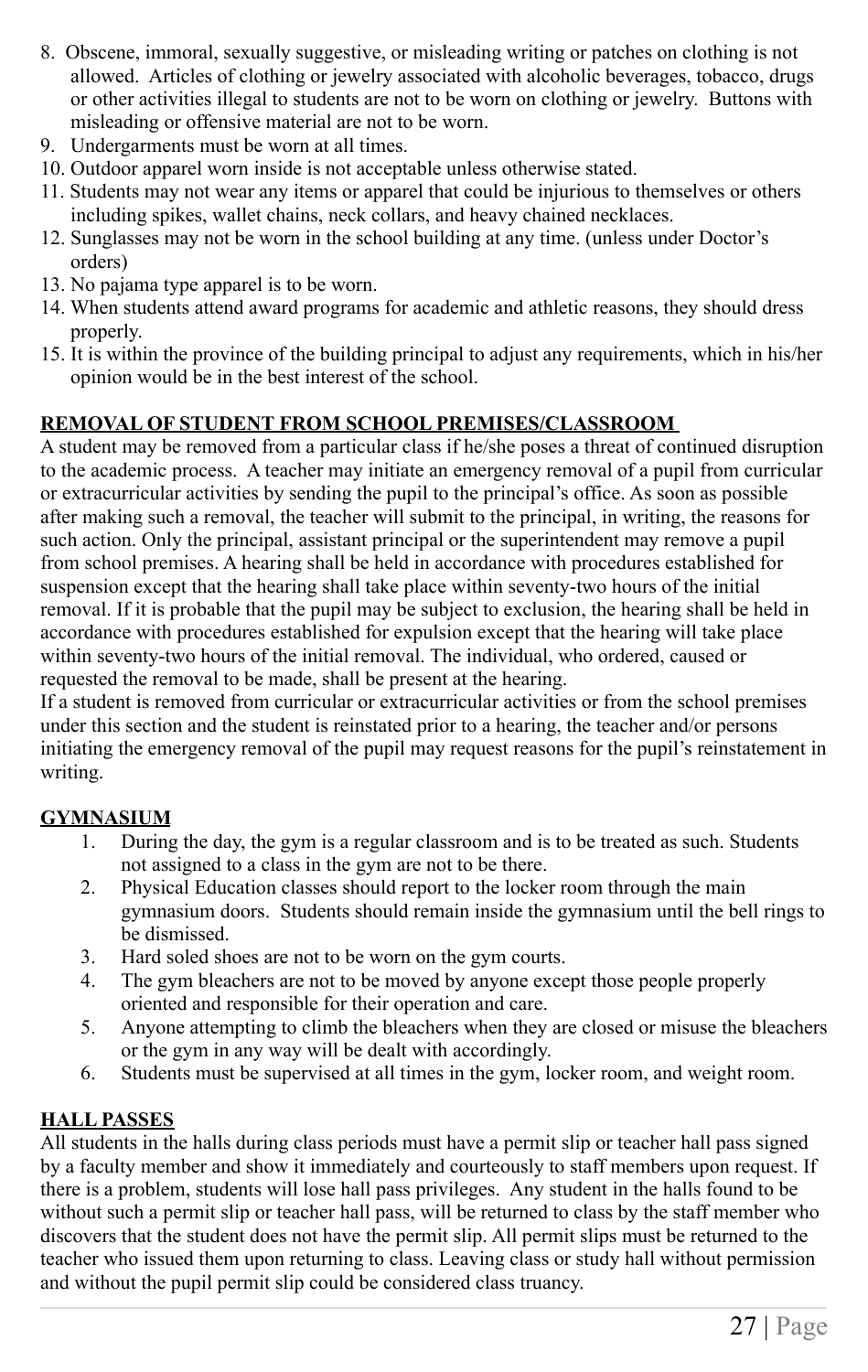8. Obscene, immoral, sexually suggestive, or misleading writing or patches on clothing is not allowed. Articles of clothing or jewelry associated with alcoholic beverages, tobacco, drugs or other activities illegal to students are not to be worn on clothing or jewelry. Buttons with misleading or offensive material are not to be worn.
9. Undergarments must be worn at all times.
10. Outdoor apparel worn inside is not acceptable unless otherwise stated.
11. Students may not wear any items or apparel that could be injurious to themselves or others including spikes, wallet chains, neck collars, and heavy chained necklaces.
12. Sunglasses may not be worn in the school building at any time. (unless under Doctor's orders)
13. No pajama type apparel is to be worn.
14. When students attend award programs for academic and athletic reasons, they should dress properly.
15. It is within the province of the building principal to adjust any requirements, which in his/her opinion would be in the best interest of the school.

**REMOVAL OF STUDENT FROM SCHOOL PREMISES/CLASSROOM**

A student may be removed from a particular class if he/she poses a threat of continued disruption to the academic process. A teacher may initiate an emergency removal of a pupil from curricular or extracurricular activities by sending the pupil to the principal's office. As soon as possible after making such a removal, the teacher will submit to the principal, in writing, the reasons for such action. Only the principal, assistant principal or the superintendent may remove a pupil from school premises. A hearing shall be held in accordance with procedures established for suspension except that the hearing shall take place within seventy-two hours of the initial removal. If it is probable that the pupil may be subject to exclusion, the hearing shall be held in accordance with procedures established for expulsion except that the hearing will take place within seventy-two hours of the initial removal. The individual, who ordered, caused or requested the removal to be made, shall be present at the hearing.

If a student is removed from curricular or extracurricular activities or from the school premises under this section and the student is reinstated prior to a hearing, the teacher and/or persons initiating the emergency removal of the pupil may request reasons for the pupil's reinstatement in writing.

**GYMNASIUM**

1. During the day, the gym is a regular classroom and is to be treated as such. Students not assigned to a class in the gym are not to be there.
2. Physical Education classes should report to the locker room through the main gymnasium doors. Students should remain inside the gymnasium until the bell rings to be dismissed.
3. Hard soled shoes are not to be worn on the gym courts.
4. The gym bleachers are not to be moved by anyone except those people properly oriented and responsible for their operation and care.
5. Anyone attempting to climb the bleachers when they are closed or misuse the bleachers or the gym in any way will be dealt with accordingly.
6. Students must be supervised at all times in the gym, locker room, and weight room.

**HALL PASSES**

All students in the halls during class periods must have a permit slip or teacher hall pass signed by a faculty member and show it immediately and courteously to staff members upon request. If there is a problem, students will lose hall pass privileges. Any student in the halls found to be without such a permit slip or teacher hall pass, will be returned to class by the staff member who discovers that the student does not have the permit slip. All permit slips must be returned to the teacher who issued them upon returning to class. Leaving class or study hall without permission and without the pupil permit slip could be considered class truancy.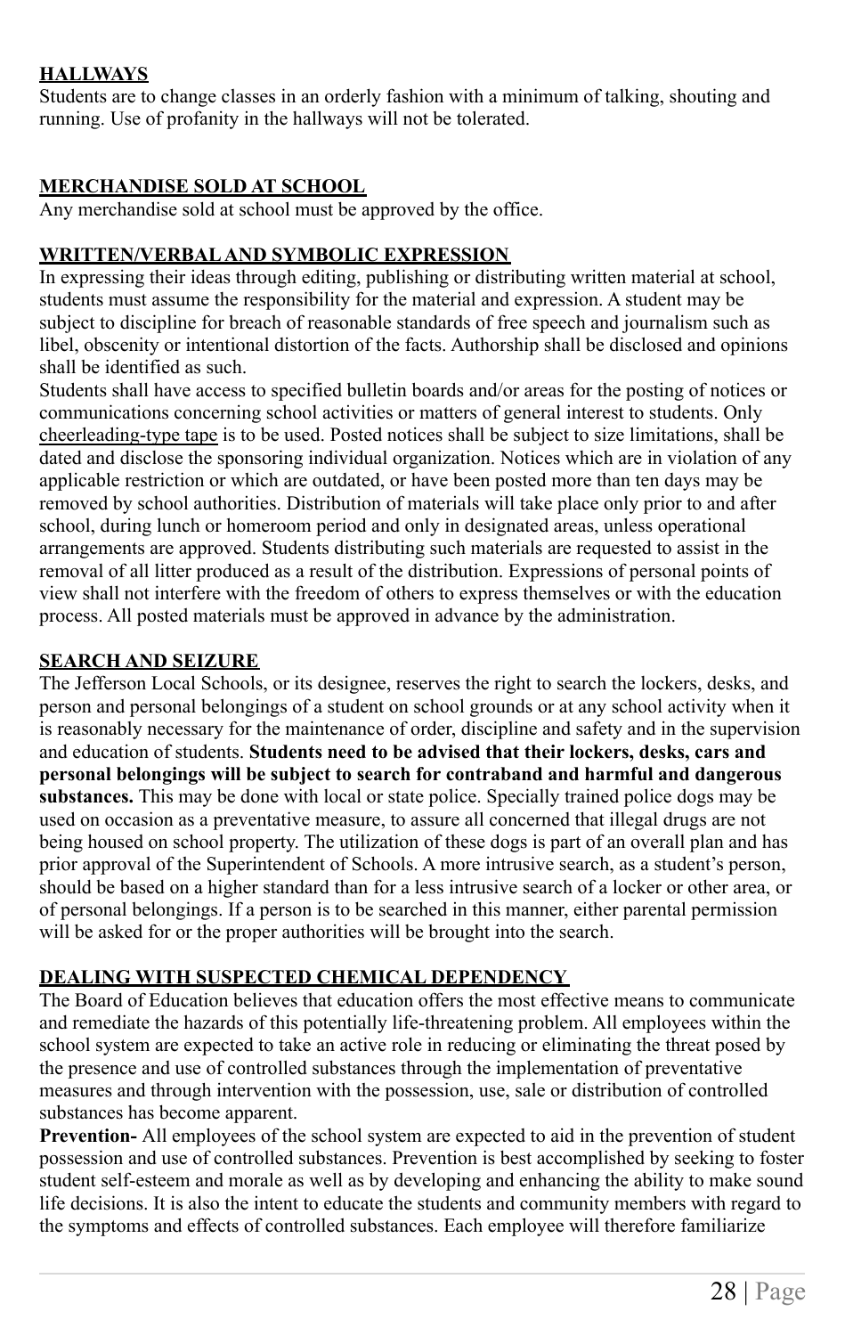## HALLWAYS

Students are to change classes in an orderly fashion with a minimum of talking, shouting and running. Use of profanity in the hallways will not be tolerated.

## MERCHANDISE SOLD AT SCHOOL

Any merchandise sold at school must be approved by the office.

## WRITTEN/VERBAL AND SYMBOLIC EXPRESSION

In expressing their ideas through editing, publishing or distributing written material at school, students must assume the responsibility for the material and expression. A student may be subject to discipline for breach of reasonable standards of free speech and journalism such as libel, obscenity or intentional distortion of the facts. Authorship shall be disclosed and opinions shall be identified as such.

Students shall have access to specified bulletin boards and/or areas for the posting of notices or communications concerning school activities or matters of general interest to students. Only cheerleading-type tape is to be used. Posted notices shall be subject to size limitations, shall be dated and disclose the sponsoring individual organization. Notices which are in violation of any applicable restriction or which are outdated, or have been posted more than ten days may be removed by school authorities. Distribution of materials will take place only prior to and after school, during lunch or homeroom period and only in designated areas, unless operational arrangements are approved. Students distributing such materials are requested to assist in the removal of all litter produced as a result of the distribution. Expressions of personal points of view shall not interfere with the freedom of others to express themselves or with the education process. All posted materials must be approved in advance by the administration.

## SEARCH AND SEIZURE

The Jefferson Local Schools, or its designee, reserves the right to search the lockers, desks, and person and personal belongings of a student on school grounds or at any school activity when it is reasonably necessary for the maintenance of order, discipline and safety and in the supervision and education of students. **Students need to be advised that their lockers, desks, cars and personal belongings will be subject to search for contraband and harmful and dangerous substances.** This may be done with local or state police. Specially trained police dogs may be used on occasion as a preventative measure, to assure all concerned that illegal drugs are not being housed on school property. The utilization of these dogs is part of an overall plan and has prior approval of the Superintendent of Schools. A more intrusive search, as a student's person, should be based on a higher standard than for a less intrusive search of a locker or other area, or of personal belongings. If a person is to be searched in this manner, either parental permission will be asked for or the proper authorities will be brought into the search.

## DEALING WITH SUSPECTED CHEMICAL DEPENDENCY

The Board of Education believes that education offers the most effective means to communicate and remediate the hazards of this potentially life-threatening problem. All employees within the school system are expected to take an active role in reducing or eliminating the threat posed by the presence and use of controlled substances through the implementation of preventative measures and through intervention with the possession, use, sale or distribution of controlled substances has become apparent.

**Prevention-** All employees of the school system are expected to aid in the prevention of student possession and use of controlled substances. Prevention is best accomplished by seeking to foster student self-esteem and morale as well as by developing and enhancing the ability to make sound life decisions. It is also the intent to educate the students and community members with regard to the symptoms and effects of controlled substances. Each employee will therefore familiarize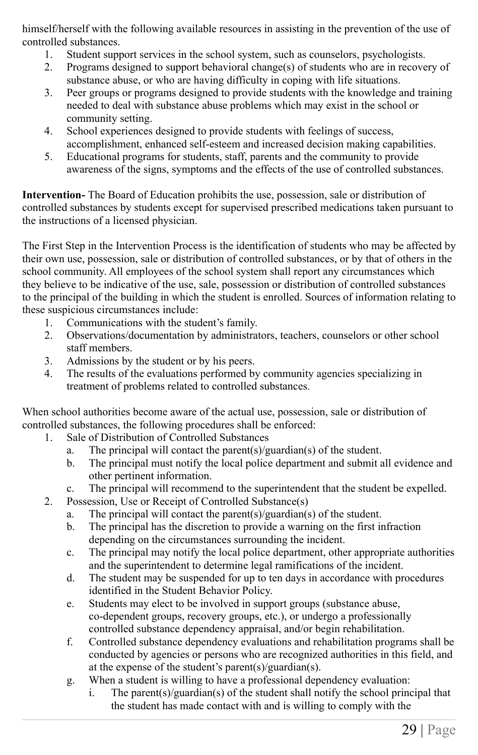himself/herself with the following available resources in assisting in the prevention of the use of controlled substances.

1. Student support services in the school system, such as counselors, psychologists.
2. Programs designed to support behavioral change(s) of students who are in recovery of substance abuse, or who are having difficulty in coping with life situations.
3. Peer groups or programs designed to provide students with the knowledge and training needed to deal with substance abuse problems which may exist in the school or community setting.
4. School experiences designed to provide students with feelings of success, accomplishment, enhanced self-esteem and increased decision making capabilities.
5. Educational programs for students, staff, parents and the community to provide awareness of the signs, symptoms and the effects of the use of controlled substances.

**Intervention-** The Board of Education prohibits the use, possession, sale or distribution of controlled substances by students except for supervised prescribed medications taken pursuant to the instructions of a licensed physician.

The First Step in the Intervention Process is the identification of students who may be affected by their own use, possession, sale or distribution of controlled substances, or by that of others in the school community. All employees of the school system shall report any circumstances which they believe to be indicative of the use, sale, possession or distribution of controlled substances to the principal of the building in which the student is enrolled. Sources of information relating to these suspicious circumstances include:

1. Communications with the student's family.
2. Observations/documentation by administrators, teachers, counselors or other school staff members.
3. Admissions by the student or by his peers.
4. The results of the evaluations performed by community agencies specializing in treatment of problems related to controlled substances.

When school authorities become aware of the actual use, possession, sale or distribution of controlled substances, the following procedures shall be enforced:

1. Sale of Distribution of Controlled Substances
   a. The principal will contact the parent(s)/guardian(s) of the student.
   b. The principal must notify the local police department and submit all evidence and other pertinent information.
   c. The principal will recommend to the superintendent that the student be expelled.
2. Possession, Use or Receipt of Controlled Substance(s)
   a. The principal will contact the parent(s)/guardian(s) of the student.
   b. The principal has the discretion to provide a warning on the first infraction depending on the circumstances surrounding the incident.
   c. The principal may notify the local police department, other appropriate authorities and the superintendent to determine legal ramifications of the incident.
   d. The student may be suspended for up to ten days in accordance with procedures identified in the Student Behavior Policy.
   e. Students may elect to be involved in support groups (substance abuse, co-dependent groups, recovery groups, etc.), or undergo a professionally controlled substance dependency appraisal, and/or begin rehabilitation.
   f. Controlled substance dependency evaluations and rehabilitation programs shall be conducted by agencies or persons who are recognized authorities in this field, and at the expense of the student's parent(s)/guardian(s).
   g. When a student is willing to have a professional dependency evaluation:
      i. The parent(s)/guardian(s) of the student shall notify the school principal that the student has made contact with and is willing to comply with the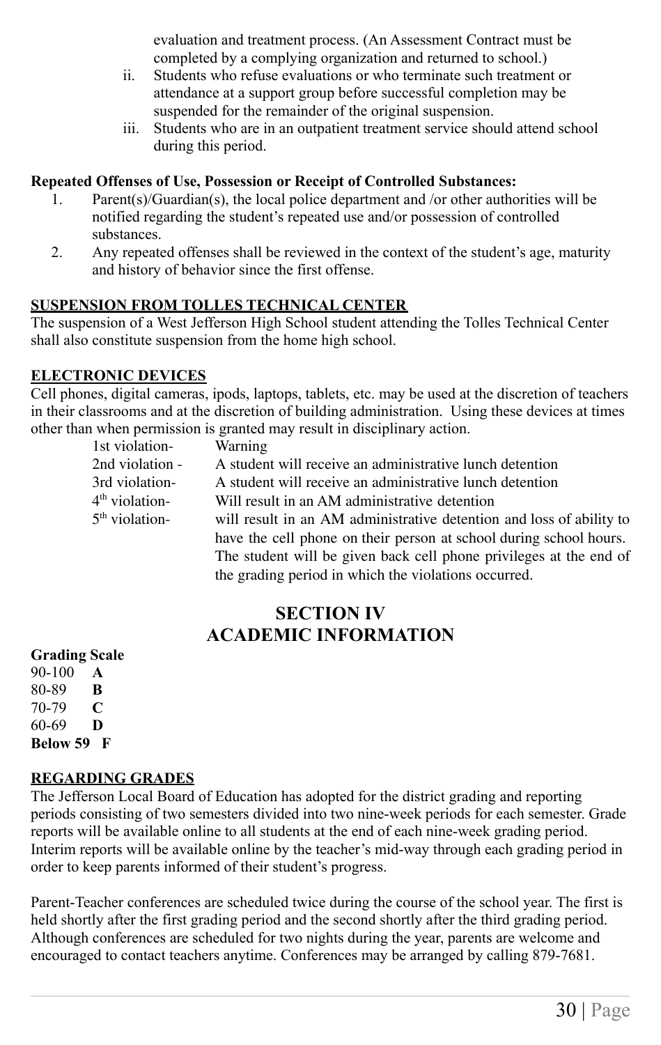evaluation and treatment process. (An Assessment Contract must be completed by a complying organization and returned to school.)

ii. Students who refuse evaluations or who terminate such treatment or attendance at a support group before successful completion may be suspended for the remainder of the original suspension.

iii. Students who are in an outpatient treatment service should attend school during this period.

**Repeated Offenses of Use, Possession or Receipt of Controlled Substances:**

1. Parent(s)/Guardian(s), the local police department and /or other authorities will be notified regarding the student's repeated use and/or possession of controlled substances.
2. Any repeated offenses shall be reviewed in the context of the student's age, maturity and history of behavior since the first offense.

**SUSPENSION FROM TOLLES TECHNICAL CENTER**

The suspension of a West Jefferson High School student attending the Tolles Technical Center shall also constitute suspension from the home high school.

**ELECTRONIC DEVICES**

Cell phones, digital cameras, ipods, laptops, tablets, etc. may be used at the discretion of teachers in their classrooms and at the discretion of building administration. Using these devices at times other than when permission is granted may result in disciplinary action.

| | |
|---|---|
| 1st violation- | Warning |
| 2nd violation - | A student will receive an administrative lunch detention |
| 3rd violation- | A student will receive an administrative lunch detention |
| 4th violation- | Will result in an AM administrative detention |
| 5th violation- | will result in an AM administrative detention and loss of ability to have the cell phone on their person at school during school hours. The student will be given back cell phone privileges at the end of the grading period in which the violations occurred. |

# SECTION IV
# ACADEMIC INFORMATION

**Grading Scale**

90-100 **A**
80-89 **B**
70-79 **C**
60-69 **D**
**Below 59 F**

**REGARDING GRADES**

The Jefferson Local Board of Education has adopted for the district grading and reporting periods consisting of two semesters divided into two nine-week periods for each semester. Grade reports will be available online to all students at the end of each nine-week grading period. Interim reports will be available online by the teacher's mid-way through each grading period in order to keep parents informed of their student's progress.

Parent-Teacher conferences are scheduled twice during the course of the school year. The first is held shortly after the first grading period and the second shortly after the third grading period. Although conferences are scheduled for two nights during the year, parents are welcome and encouraged to contact teachers anytime. Conferences may be arranged by calling 879-7681.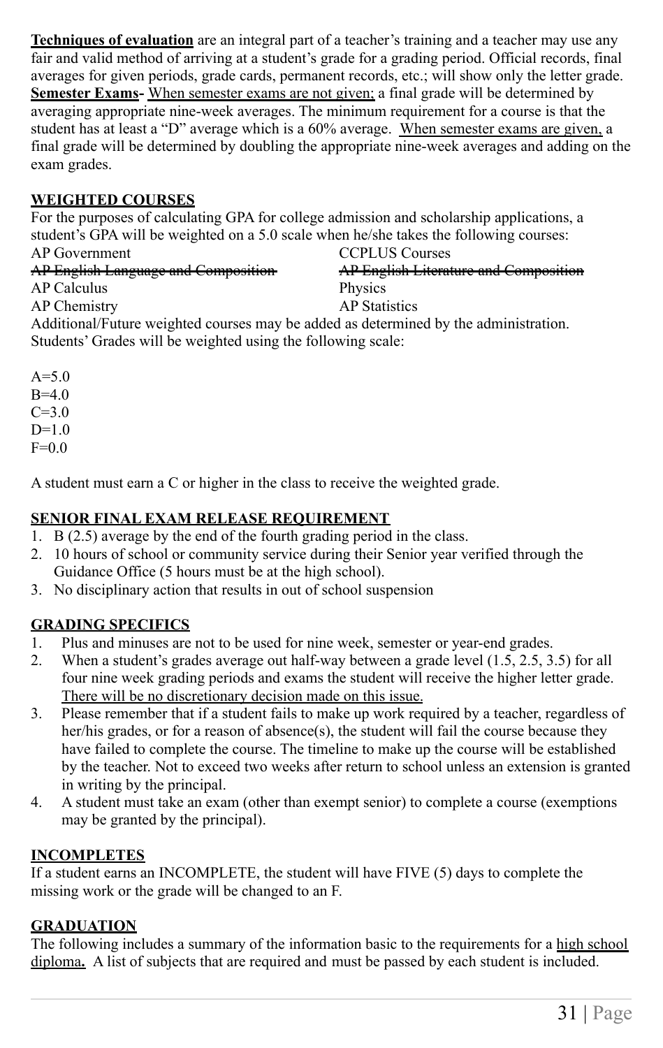**Techniques of evaluation** are an integral part of a teacher's training and a teacher may use any fair and valid method of arriving at a student's grade for a grading period. Official records, final averages for given periods, grade cards, permanent records, etc.; will show only the letter grade. **Semester Exams-** When semester exams are not given; a final grade will be determined by averaging appropriate nine-week averages. The minimum requirement for a course is that the student has at least a "D" average which is a 60% average. When semester exams are given, a final grade will be determined by doubling the appropriate nine-week averages and adding on the exam grades.

## WEIGHTED COURSES

For the purposes of calculating GPA for college admission and scholarship applications, a student's GPA will be weighted on a 5.0 scale when he/she takes the following courses:

AP Government
~~AP English Language and Composition~~
AP Calculus
AP Chemistry
CCPLUS Courses
~~AP English Literature and Composition~~
Physics
AP Statistics

Additional/Future weighted courses may be added as determined by the administration. Students' Grades will be weighted using the following scale:

A=5.0
B=4.0
C=3.0
D=1.0
F=0.0

A student must earn a C or higher in the class to receive the weighted grade.

## SENIOR FINAL EXAM RELEASE REQUIREMENT

1. B (2.5) average by the end of the fourth grading period in the class.
2. 10 hours of school or community service during their Senior year verified through the Guidance Office (5 hours must be at the high school).
3. No disciplinary action that results in out of school suspension

## GRADING SPECIFICS

1. Plus and minuses are not to be used for nine week, semester or year-end grades.
2. When a student's grades average out half-way between a grade level (1.5, 2.5, 3.5) for all four nine week grading periods and exams the student will receive the higher letter grade. There will be no discretionary decision made on this issue.
3. Please remember that if a student fails to make up work required by a teacher, regardless of her/his grades, or for a reason of absence(s), the student will fail the course because they have failed to complete the course. The timeline to make up the course will be established by the teacher. Not to exceed two weeks after return to school unless an extension is granted in writing by the principal.
4. A student must take an exam (other than exempt senior) to complete a course (exemptions may be granted by the principal).

## INCOMPLETES

If a student earns an INCOMPLETE, the student will have FIVE (5) days to complete the missing work or the grade will be changed to an F.

## GRADUATION

The following includes a summary of the information basic to the requirements for a high school diploma**.** A list of subjects that are required and must be passed by each student is included.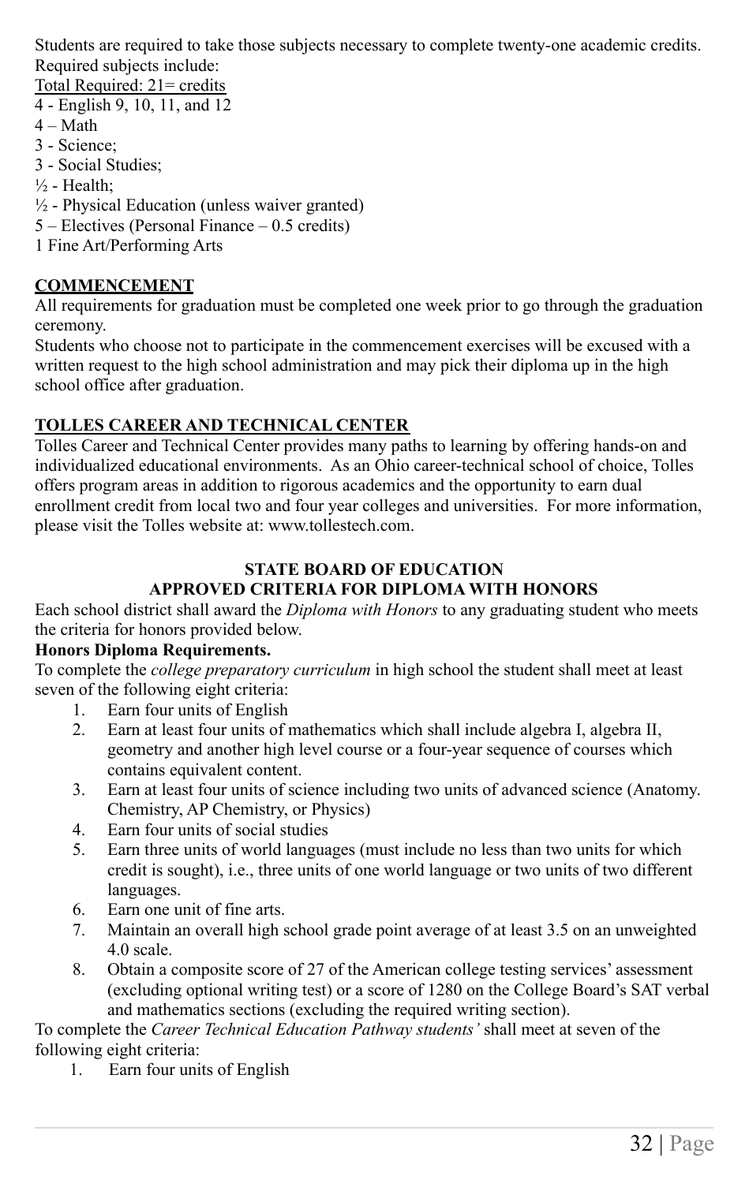Students are required to take those subjects necessary to complete twenty-one academic credits. Required subjects include:

Total Required: 21= credits

4 - English 9, 10, 11, and 12
4 – Math
3 - Science;
3 - Social Studies;
½ - Health;
½ - Physical Education (unless waiver granted)
5 – Electives (Personal Finance – 0.5 credits)
1 Fine Art/Performing Arts

## COMMENCEMENT

All requirements for graduation must be completed one week prior to go through the graduation ceremony.

Students who choose not to participate in the commencement exercises will be excused with a written request to the high school administration and may pick their diploma up in the high school office after graduation.

## TOLLES CAREER AND TECHNICAL CENTER

Tolles Career and Technical Center provides many paths to learning by offering hands-on and individualized educational environments. As an Ohio career-technical school of choice, Tolles offers program areas in addition to rigorous academics and the opportunity to earn dual enrollment credit from local two and four year colleges and universities. For more information, please visit the Tolles website at: www.tollestech.com.

## STATE BOARD OF EDUCATION APPROVED CRITERIA FOR DIPLOMA WITH HONORS

Each school district shall award the *Diploma with Honors* to any graduating student who meets the criteria for honors provided below.

**Honors Diploma Requirements.**

To complete the *college preparatory curriculum* in high school the student shall meet at least seven of the following eight criteria:

1. Earn four units of English
2. Earn at least four units of mathematics which shall include algebra I, algebra II, geometry and another high level course or a four-year sequence of courses which contains equivalent content.
3. Earn at least four units of science including two units of advanced science (Anatomy. Chemistry, AP Chemistry, or Physics)
4. Earn four units of social studies
5. Earn three units of world languages (must include no less than two units for which credit is sought), i.e., three units of one world language or two units of two different languages.
6. Earn one unit of fine arts.
7. Maintain an overall high school grade point average of at least 3.5 on an unweighted 4.0 scale.
8. Obtain a composite score of 27 of the American college testing services' assessment (excluding optional writing test) or a score of 1280 on the College Board's SAT verbal and mathematics sections (excluding the required writing section).

To complete the *Career Technical Education Pathway students'* shall meet at seven of the following eight criteria:

1. Earn four units of English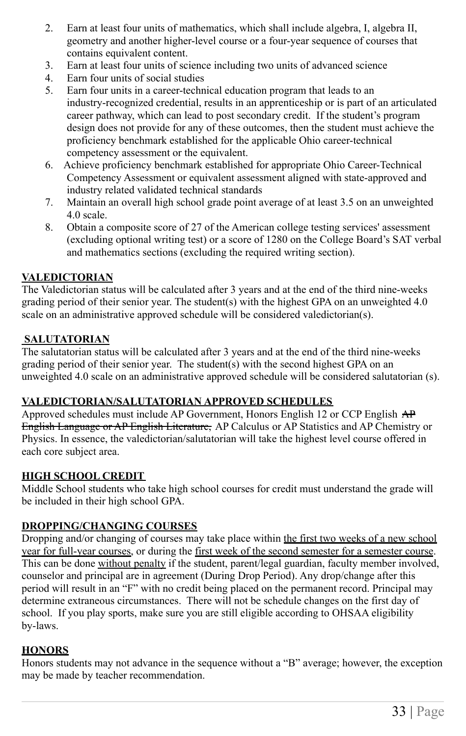2. Earn at least four units of mathematics, which shall include algebra, I, algebra II, geometry and another higher-level course or a four-year sequence of courses that contains equivalent content.
3. Earn at least four units of science including two units of advanced science
4. Earn four units of social studies
5. Earn four units in a career-technical education program that leads to an industry-recognized credential, results in an apprenticeship or is part of an articulated career pathway, which can lead to post secondary credit. If the student's program design does not provide for any of these outcomes, then the student must achieve the proficiency benchmark established for the applicable Ohio career-technical competency assessment or the equivalent.
6. Achieve proficiency benchmark established for appropriate Ohio Career-Technical Competency Assessment or equivalent assessment aligned with state-approved and industry related validated technical standards
7. Maintain an overall high school grade point average of at least 3.5 on an unweighted 4.0 scale.
8. Obtain a composite score of 27 of the American college testing services' assessment (excluding optional writing test) or a score of 1280 on the College Board's SAT verbal and mathematics sections (excluding the required writing section).

**VALEDICTORIAN**

The Valedictorian status will be calculated after 3 years and at the end of the third nine-weeks grading period of their senior year. The student(s) with the highest GPA on an unweighted 4.0 scale on an administrative approved schedule will be considered valedictorian(s).

**SALUTATORIAN**

The salutatorian status will be calculated after 3 years and at the end of the third nine-weeks grading period of their senior year. The student(s) with the second highest GPA on an unweighted 4.0 scale on an administrative approved schedule will be considered salutatorian (s).

**VALEDICTORIAN/SALUTATORIAN APPROVED SCHEDULES**

Approved schedules must include AP Government, Honors English 12 or CCP English ~~AP English Language or AP English Literature,~~ AP Calculus or AP Statistics and AP Chemistry or Physics. In essence, the valedictorian/salutatorian will take the highest level course offered in each core subject area.

**HIGH SCHOOL CREDIT**

Middle School students who take high school courses for credit must understand the grade will be included in their high school GPA.

**DROPPING/CHANGING COURSES**

Dropping and/or changing of courses may take place within <u>the first two weeks of a new school year for full-year courses</u>, or during the <u>first week of the second semester for a semester course</u>. This can be done <u>without penalty</u> if the student, parent/legal guardian, faculty member involved, counselor and principal are in agreement (During Drop Period). Any drop/change after this period will result in an "F" with no credit being placed on the permanent record. Principal may determine extraneous circumstances. There will not be schedule changes on the first day of school. If you play sports, make sure you are still eligible according to OHSAA eligibility by-laws.

**HONORS**

Honors students may not advance in the sequence without a "B" average; however, the exception may be made by teacher recommendation.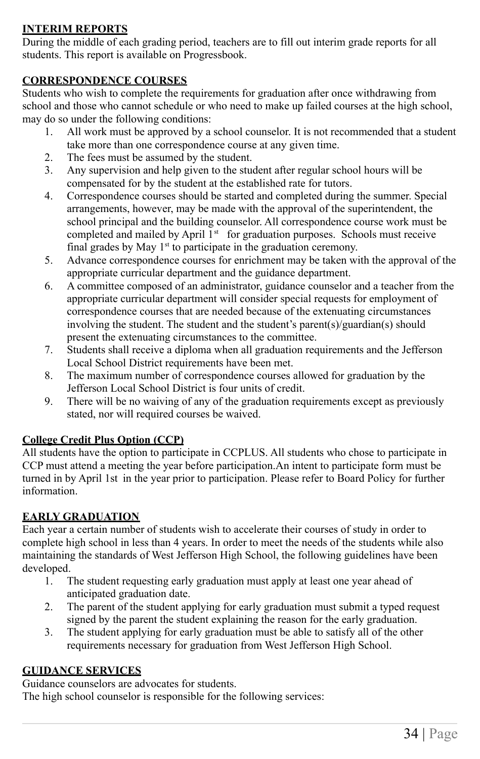**INTERIM REPORTS**

During the middle of each grading period, teachers are to fill out interim grade reports for all students. This report is available on Progressbook.

**CORRESPONDENCE COURSES**

Students who wish to complete the requirements for graduation after once withdrawing from school and those who cannot schedule or who need to make up failed courses at the high school, may do so under the following conditions:

1. All work must be approved by a school counselor. It is not recommended that a student take more than one correspondence course at any given time.
2. The fees must be assumed by the student.
3. Any supervision and help given to the student after regular school hours will be compensated for by the student at the established rate for tutors.
4. Correspondence courses should be started and completed during the summer. Special arrangements, however, may be made with the approval of the superintendent, the school principal and the building counselor. All correspondence course work must be completed and mailed by April 1st for graduation purposes. Schools must receive final grades by May 1st to participate in the graduation ceremony.
5. Advance correspondence courses for enrichment may be taken with the approval of the appropriate curricular department and the guidance department.
6. A committee composed of an administrator, guidance counselor and a teacher from the appropriate curricular department will consider special requests for employment of correspondence courses that are needed because of the extenuating circumstances involving the student. The student and the student's parent(s)/guardian(s) should present the extenuating circumstances to the committee.
7. Students shall receive a diploma when all graduation requirements and the Jefferson Local School District requirements have been met.
8. The maximum number of correspondence courses allowed for graduation by the Jefferson Local School District is four units of credit.
9. There will be no waiving of any of the graduation requirements except as previously stated, nor will required courses be waived.

**College Credit Plus Option (CCP)**

All students have the option to participate in CCPLUS. All students who chose to participate in CCP must attend a meeting the year before participation.An intent to participate form must be turned in by April 1st in the year prior to participation. Please refer to Board Policy for further information.

**EARLY GRADUATION**

Each year a certain number of students wish to accelerate their courses of study in order to complete high school in less than 4 years. In order to meet the needs of the students while also maintaining the standards of West Jefferson High School, the following guidelines have been developed.

1. The student requesting early graduation must apply at least one year ahead of anticipated graduation date.
2. The parent of the student applying for early graduation must submit a typed request signed by the parent the student explaining the reason for the early graduation.
3. The student applying for early graduation must be able to satisfy all of the other requirements necessary for graduation from West Jefferson High School.

**GUIDANCE SERVICES**

Guidance counselors are advocates for students.

The high school counselor is responsible for the following services: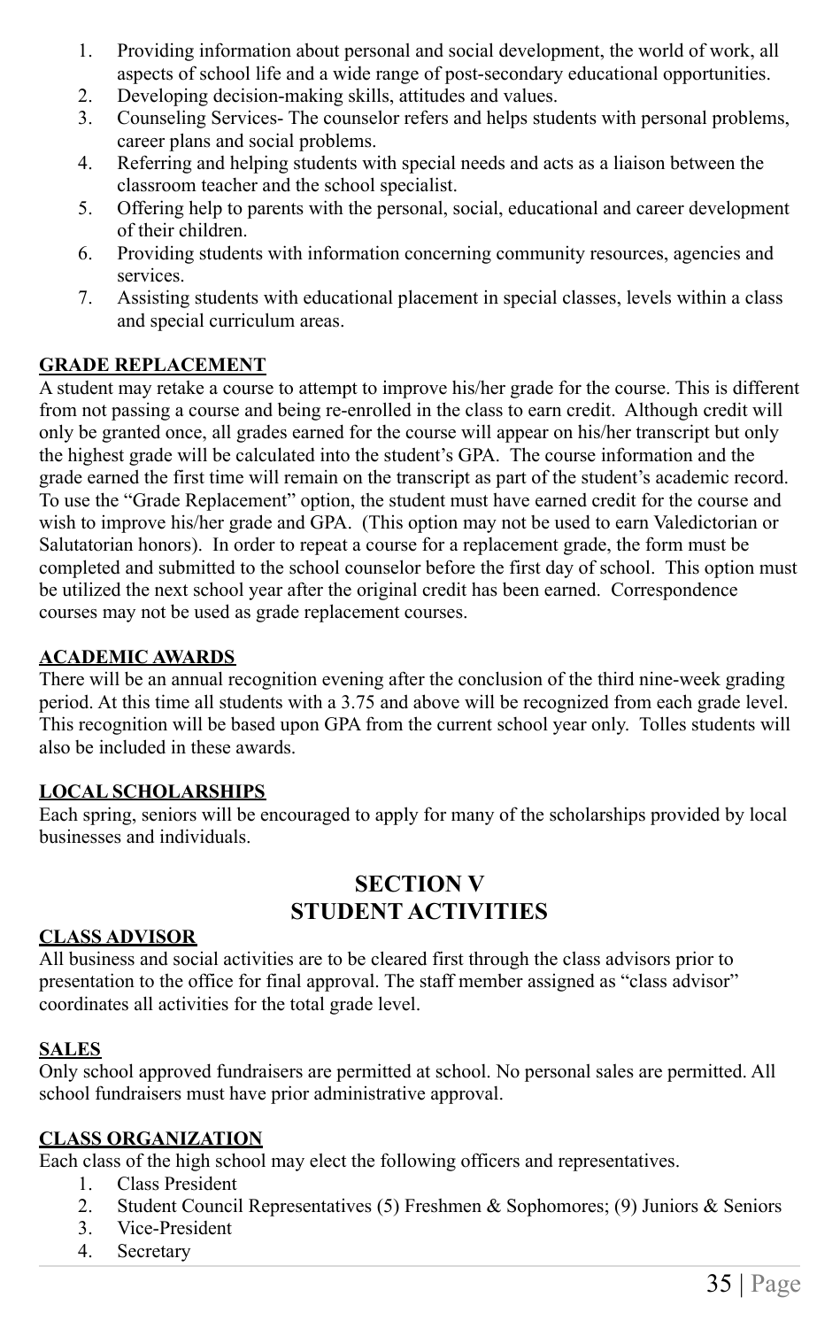1. Providing information about personal and social development, the world of work, all aspects of school life and a wide range of post-secondary educational opportunities.
2. Developing decision-making skills, attitudes and values.
3. Counseling Services- The counselor refers and helps students with personal problems, career plans and social problems.
4. Referring and helping students with special needs and acts as a liaison between the classroom teacher and the school specialist.
5. Offering help to parents with the personal, social, educational and career development of their children.
6. Providing students with information concerning community resources, agencies and services.
7. Assisting students with educational placement in special classes, levels within a class and special curriculum areas.

**GRADE REPLACEMENT**

A student may retake a course to attempt to improve his/her grade for the course. This is different from not passing a course and being re-enrolled in the class to earn credit. Although credit will only be granted once, all grades earned for the course will appear on his/her transcript but only the highest grade will be calculated into the student's GPA. The course information and the grade earned the first time will remain on the transcript as part of the student's academic record. To use the "Grade Replacement" option, the student must have earned credit for the course and wish to improve his/her grade and GPA. (This option may not be used to earn Valedictorian or Salutatorian honors). In order to repeat a course for a replacement grade, the form must be completed and submitted to the school counselor before the first day of school. This option must be utilized the next school year after the original credit has been earned. Correspondence courses may not be used as grade replacement courses.

**ACADEMIC AWARDS**

There will be an annual recognition evening after the conclusion of the third nine-week grading period. At this time all students with a 3.75 and above will be recognized from each grade level. This recognition will be based upon GPA from the current school year only. Tolles students will also be included in these awards.

**LOCAL SCHOLARSHIPS**

Each spring, seniors will be encouraged to apply for many of the scholarships provided by local businesses and individuals.

# SECTION V
# STUDENT ACTIVITIES

**CLASS ADVISOR**

All business and social activities are to be cleared first through the class advisors prior to presentation to the office for final approval. The staff member assigned as "class advisor" coordinates all activities for the total grade level.

**SALES**

Only school approved fundraisers are permitted at school. No personal sales are permitted. All school fundraisers must have prior administrative approval.

**CLASS ORGANIZATION**

Each class of the high school may elect the following officers and representatives.

1. Class President
2. Student Council Representatives (5) Freshmen & Sophomores; (9) Juniors & Seniors
3. Vice-President
4. Secretary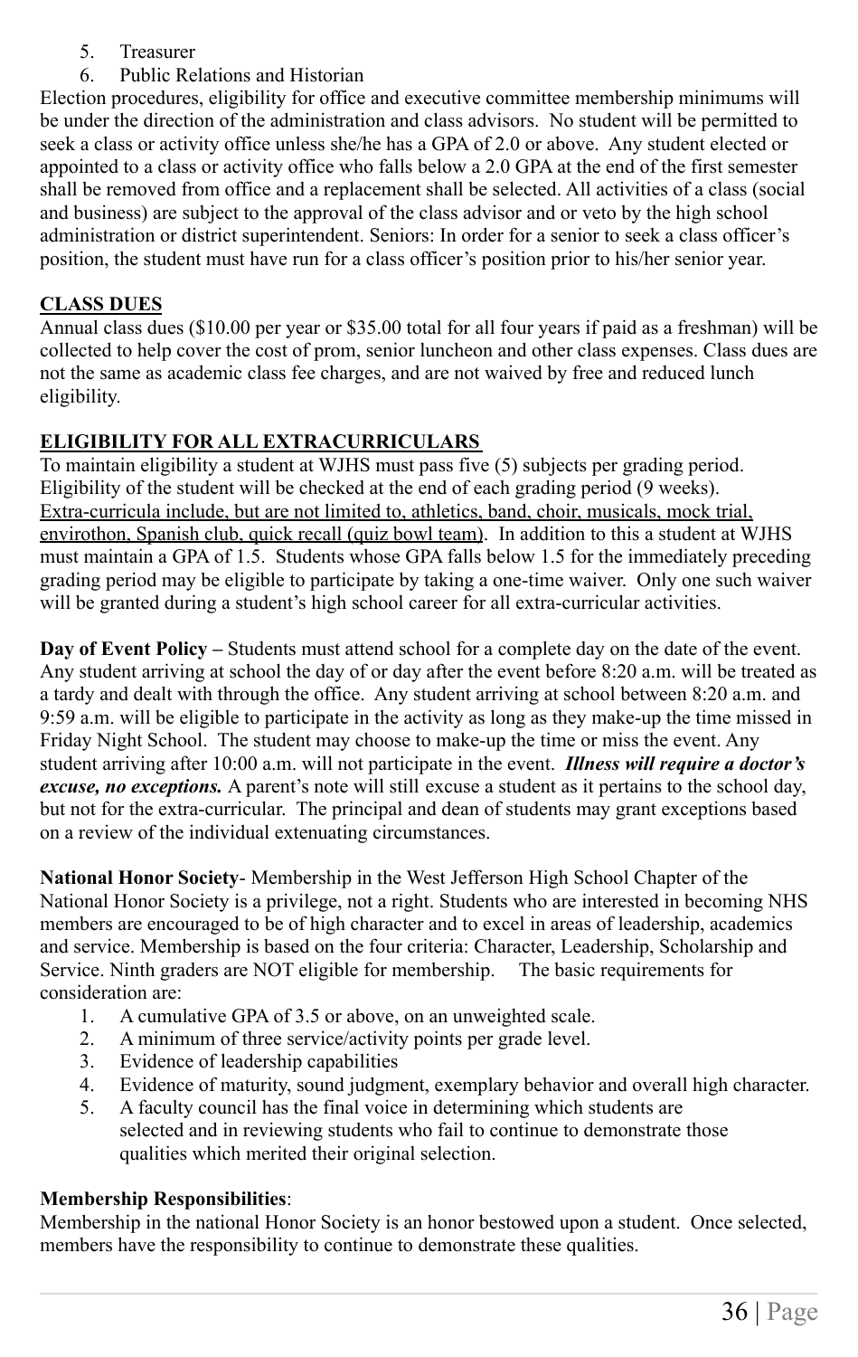5. Treasurer
6. Public Relations and Historian

Election procedures, eligibility for office and executive committee membership minimums will be under the direction of the administration and class advisors. No student will be permitted to seek a class or activity office unless she/he has a GPA of 2.0 or above. Any student elected or appointed to a class or activity office who falls below a 2.0 GPA at the end of the first semester shall be removed from office and a replacement shall be selected. All activities of a class (social and business) are subject to the approval of the class advisor and or veto by the high school administration or district superintendent. Seniors: In order for a senior to seek a class officer's position, the student must have run for a class officer's position prior to his/her senior year.

## CLASS DUES

Annual class dues ($10.00 per year or $35.00 total for all four years if paid as a freshman) will be collected to help cover the cost of prom, senior luncheon and other class expenses. Class dues are not the same as academic class fee charges, and are not waived by free and reduced lunch eligibility.

## ELIGIBILITY FOR ALL EXTRACURRICULARS

To maintain eligibility a student at WJHS must pass five (5) subjects per grading period. Eligibility of the student will be checked at the end of each grading period (9 weeks). Extra-curricula include, but are not limited to, athletics, band, choir, musicals, mock trial, envirothon, Spanish club, quick recall (quiz bowl team). In addition to this a student at WJHS must maintain a GPA of 1.5. Students whose GPA falls below 1.5 for the immediately preceding grading period may be eligible to participate by taking a one-time waiver. Only one such waiver will be granted during a student's high school career for all extra-curricular activities.

**Day of Event Policy –** Students must attend school for a complete day on the date of the event. Any student arriving at school the day of or day after the event before 8:20 a.m. will be treated as a tardy and dealt with through the office. Any student arriving at school between 8:20 a.m. and 9:59 a.m. will be eligible to participate in the activity as long as they make-up the time missed in Friday Night School. The student may choose to make-up the time or miss the event. Any student arriving after 10:00 a.m. will not participate in the event. ***Illness will require a doctor's excuse, no exceptions.*** A parent's note will still excuse a student as it pertains to the school day, but not for the extra-curricular. The principal and dean of students may grant exceptions based on a review of the individual extenuating circumstances.

**National Honor Society**- Membership in the West Jefferson High School Chapter of the National Honor Society is a privilege, not a right. Students who are interested in becoming NHS members are encouraged to be of high character and to excel in areas of leadership, academics and service. Membership is based on the four criteria: Character, Leadership, Scholarship and Service. Ninth graders are NOT eligible for membership. The basic requirements for consideration are:

1. A cumulative GPA of 3.5 or above, on an unweighted scale.
2. A minimum of three service/activity points per grade level.
3. Evidence of leadership capabilities
4. Evidence of maturity, sound judgment, exemplary behavior and overall high character.
5. A faculty council has the final voice in determining which students are selected and in reviewing students who fail to continue to demonstrate those qualities which merited their original selection.

**Membership Responsibilities**:

Membership in the national Honor Society is an honor bestowed upon a student. Once selected, members have the responsibility to continue to demonstrate these qualities.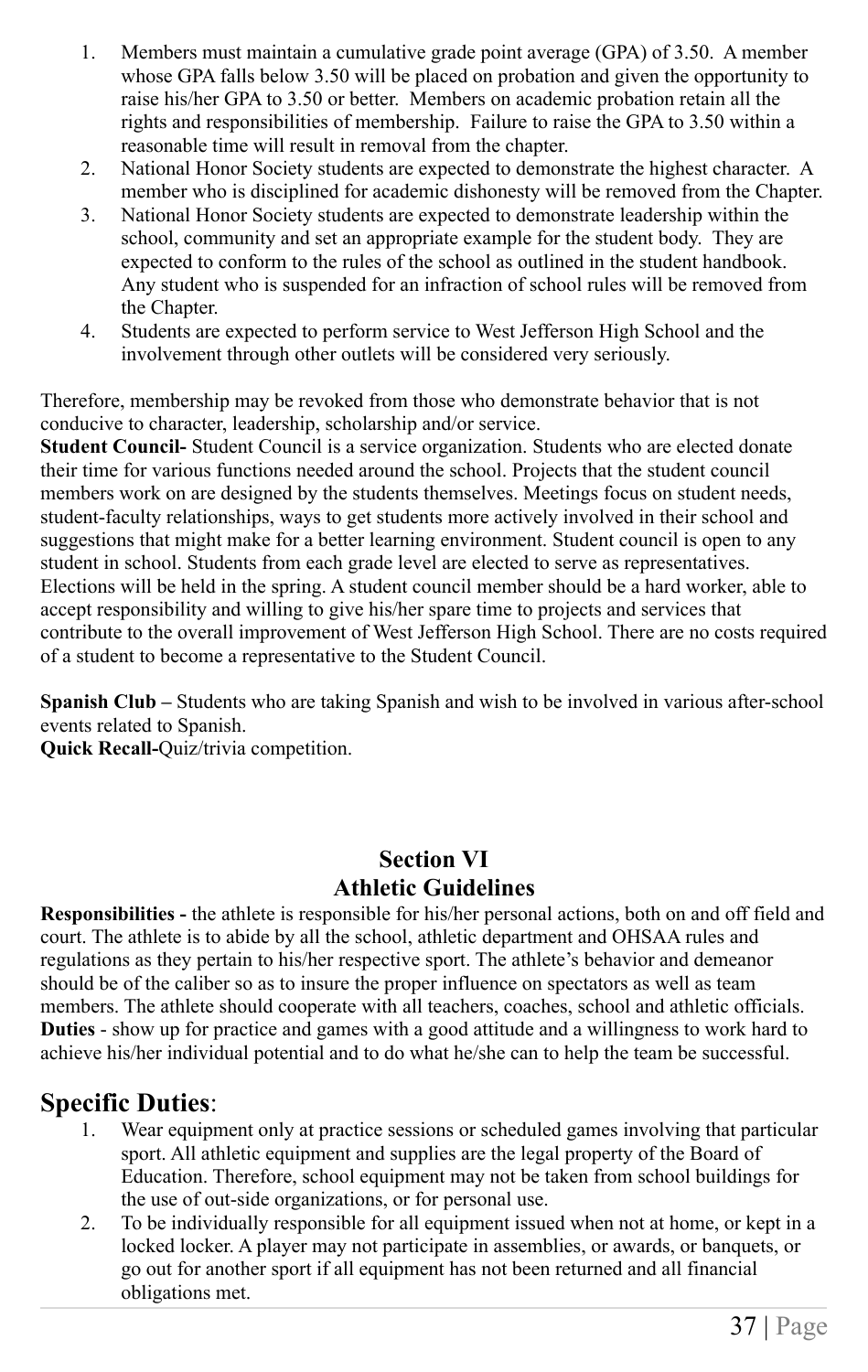1. Members must maintain a cumulative grade point average (GPA) of 3.50. A member whose GPA falls below 3.50 will be placed on probation and given the opportunity to raise his/her GPA to 3.50 or better. Members on academic probation retain all the rights and responsibilities of membership. Failure to raise the GPA to 3.50 within a reasonable time will result in removal from the chapter.
2. National Honor Society students are expected to demonstrate the highest character. A member who is disciplined for academic dishonesty will be removed from the Chapter.
3. National Honor Society students are expected to demonstrate leadership within the school, community and set an appropriate example for the student body. They are expected to conform to the rules of the school as outlined in the student handbook. Any student who is suspended for an infraction of school rules will be removed from the Chapter.
4. Students are expected to perform service to West Jefferson High School and the involvement through other outlets will be considered very seriously.

Therefore, membership may be revoked from those who demonstrate behavior that is not conducive to character, leadership, scholarship and/or service.

**Student Council-** Student Council is a service organization. Students who are elected donate their time for various functions needed around the school. Projects that the student council members work on are designed by the students themselves. Meetings focus on student needs, student-faculty relationships, ways to get students more actively involved in their school and suggestions that might make for a better learning environment. Student council is open to any student in school. Students from each grade level are elected to serve as representatives. Elections will be held in the spring. A student council member should be a hard worker, able to accept responsibility and willing to give his/her spare time to projects and services that contribute to the overall improvement of West Jefferson High School. There are no costs required of a student to become a representative to the Student Council.

**Spanish Club –** Students who are taking Spanish and wish to be involved in various after-school events related to Spanish.

**Quick Recall-**Quiz/trivia competition.

## Section VI
## Athletic Guidelines

**Responsibilities -** the athlete is responsible for his/her personal actions, both on and off field and court. The athlete is to abide by all the school, athletic department and OHSAA rules and regulations as they pertain to his/her respective sport. The athlete's behavior and demeanor should be of the caliber so as to insure the proper influence on spectators as well as team members. The athlete should cooperate with all teachers, coaches, school and athletic officials.

**Duties** - show up for practice and games with a good attitude and a willingness to work hard to achieve his/her individual potential and to do what he/she can to help the team be successful.

## Specific Duties:

1. Wear equipment only at practice sessions or scheduled games involving that particular sport. All athletic equipment and supplies are the legal property of the Board of Education. Therefore, school equipment may not be taken from school buildings for the use of out-side organizations, or for personal use.
2. To be individually responsible for all equipment issued when not at home, or kept in a locked locker. A player may not participate in assemblies, or awards, or banquets, or go out for another sport if all equipment has not been returned and all financial obligations met.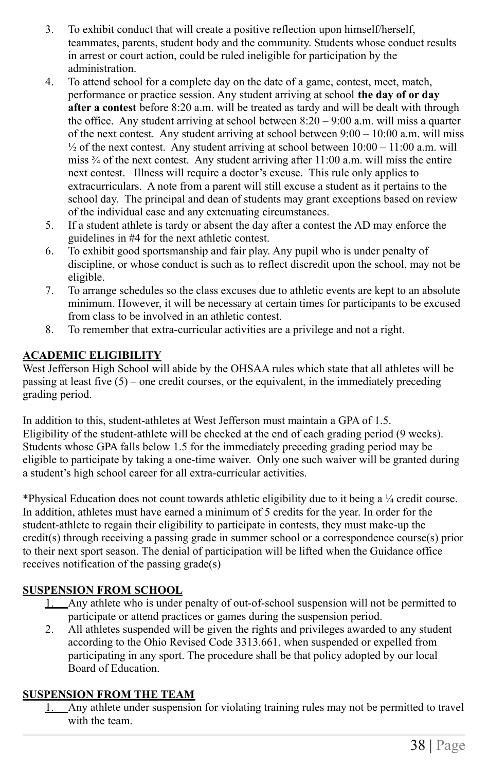3. To exhibit conduct that will create a positive reflection upon himself/herself, teammates, parents, student body and the community. Students whose conduct results in arrest or court action, could be ruled ineligible for participation by the administration.
4. To attend school for a complete day on the date of a game, contest, meet, match, performance or practice session. Any student arriving at school **the day of or day after a contest** before 8:20 a.m. will be treated as tardy and will be dealt with through the office. Any student arriving at school between 8:20 – 9:00 a.m. will miss a quarter of the next contest. Any student arriving at school between 9:00 – 10:00 a.m. will miss ½ of the next contest. Any student arriving at school between 10:00 – 11:00 a.m. will miss ¾ of the next contest. Any student arriving after 11:00 a.m. will miss the entire next contest. Illness will require a doctor's excuse. This rule only applies to extracurriculars. A note from a parent will still excuse a student as it pertains to the school day. The principal and dean of students may grant exceptions based on review of the individual case and any extenuating circumstances.
5. If a student athlete is tardy or absent the day after a contest the AD may enforce the guidelines in #4 for the next athletic contest.
6. To exhibit good sportsmanship and fair play. Any pupil who is under penalty of discipline, or whose conduct is such as to reflect discredit upon the school, may not be eligible.
7. To arrange schedules so the class excuses due to athletic events are kept to an absolute minimum. However, it will be necessary at certain times for participants to be excused from class to be involved in an athletic contest.
8. To remember that extra-curricular activities are a privilege and not a right.

## ACADEMIC ELIGIBILITY

West Jefferson High School will abide by the OHSAA rules which state that all athletes will be passing at least five (5) – one credit courses, or the equivalent, in the immediately preceding grading period.

In addition to this, student-athletes at West Jefferson must maintain a GPA of 1.5. Eligibility of the student-athlete will be checked at the end of each grading period (9 weeks). Students whose GPA falls below 1.5 for the immediately preceding grading period may be eligible to participate by taking a one-time waiver. Only one such waiver will be granted during a student's high school career for all extra-curricular activities.

*Physical Education does not count towards athletic eligibility due to it being a ¼ credit course. In addition, athletes must have earned a minimum of 5 credits for the year. In order for the student-athlete to regain their eligibility to participate in contests, they must make-up the credit(s) through receiving a passing grade in summer school or a correspondence course(s) prior to their next sport season. The denial of participation will be lifted when the Guidance office receives notification of the passing grade(s)

## SUSPENSION FROM SCHOOL

1. Any athlete who is under penalty of out-of-school suspension will not be permitted to participate or attend practices or games during the suspension period.
2. All athletes suspended will be given the rights and privileges awarded to any student according to the Ohio Revised Code 3313.661, when suspended or expelled from participating in any sport. The procedure shall be that policy adopted by our local Board of Education.

## SUSPENSION FROM THE TEAM

1. Any athlete under suspension for violating training rules may not be permitted to travel with the team.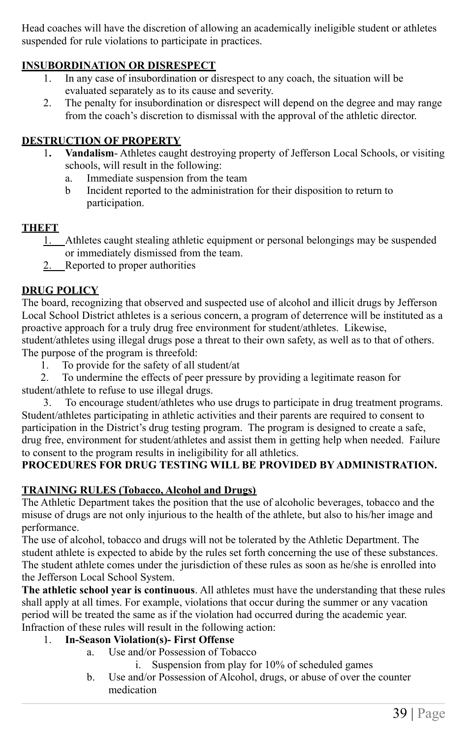Head coaches will have the discretion of allowing an academically ineligible student or athletes suspended for rule violations to participate in practices.

**INSUBORDINATION OR DISRESPECT**

1. In any case of insubordination or disrespect to any coach, the situation will be evaluated separately as to its cause and severity.
2. The penalty for insubordination or disrespect will depend on the degree and may range from the coach's discretion to dismissal with the approval of the athletic director.

**DESTRUCTION OF PROPERTY**

1. **Vandalism**- Athletes caught destroying property of Jefferson Local Schools, or visiting schools, will result in the following:
   a. Immediate suspension from the team
   b Incident reported to the administration for their disposition to return to participation.

**THEFT**

1. Athletes caught stealing athletic equipment or personal belongings may be suspended or immediately dismissed from the team.
2. Reported to proper authorities

**DRUG POLICY**

The board, recognizing that observed and suspected use of alcohol and illicit drugs by Jefferson Local School District athletes is a serious concern, a program of deterrence will be instituted as a proactive approach for a truly drug free environment for student/athletes. Likewise, student/athletes using illegal drugs pose a threat to their own safety, as well as to that of others. The purpose of the program is threefold:

1. To provide for the safety of all student/at
2. To undermine the effects of peer pressure by providing a legitimate reason for student/athlete to refuse to use illegal drugs.
3. To encourage student/athletes who use drugs to participate in drug treatment programs.

Student/athletes participating in athletic activities and their parents are required to consent to participation in the District's drug testing program. The program is designed to create a safe, drug free, environment for student/athletes and assist them in getting help when needed. Failure to consent to the program results in ineligibility for all athletics.

**PROCEDURES FOR DRUG TESTING WILL BE PROVIDED BY ADMINISTRATION.**

**TRAINING RULES (Tobacco, Alcohol and Drugs)**

The Athletic Department takes the position that the use of alcoholic beverages, tobacco and the misuse of drugs are not only injurious to the health of the athlete, but also to his/her image and performance.

The use of alcohol, tobacco and drugs will not be tolerated by the Athletic Department. The student athlete is expected to abide by the rules set forth concerning the use of these substances. The student athlete comes under the jurisdiction of these rules as soon as he/she is enrolled into the Jefferson Local School System.

**The athletic school year is continuous**. All athletes must have the understanding that these rules shall apply at all times. For example, violations that occur during the summer or any vacation period will be treated the same as if the violation had occurred during the academic year. Infraction of these rules will result in the following action:

1. **In-Season Violation(s)- First Offense**
   a. Use and/or Possession of Tobacco
      i. Suspension from play for 10% of scheduled games
   b. Use and/or Possession of Alcohol, drugs, or abuse of over the counter medication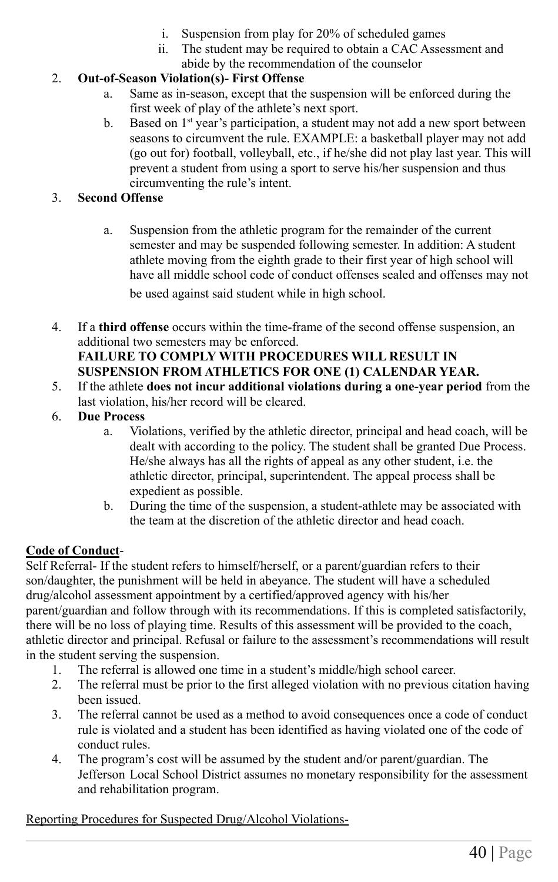i. Suspension from play for 20% of scheduled games
   ii. The student may be required to obtain a CAC Assessment and abide by the recommendation of the counselor

2. **Out-of-Season Violation(s)- First Offense**
   a. Same as in-season, except that the suspension will be enforced during the first week of play of the athlete's next sport.
   b. Based on 1st year's participation, a student may not add a new sport between seasons to circumvent the rule. EXAMPLE: a basketball player may not add (go out for) football, volleyball, etc., if he/she did not play last year. This will prevent a student from using a sport to serve his/her suspension and thus circumventing the rule's intent.

3. **Second Offense**
   a. Suspension from the athletic program for the remainder of the current semester and may be suspended following semester. In addition: A student athlete moving from the eighth grade to their first year of high school will have all middle school code of conduct offenses sealed and offenses may not be used against said student while in high school.

4. If a **third offense** occurs within the time-frame of the second offense suspension, an additional two semesters may be enforced.
   **FAILURE TO COMPLY WITH PROCEDURES WILL RESULT IN SUSPENSION FROM ATHLETICS FOR ONE (1) CALENDAR YEAR.**

5. If the athlete **does not incur additional violations during a one-year period** from the last violation, his/her record will be cleared.

6. **Due Process**
   a. Violations, verified by the athletic director, principal and head coach, will be dealt with according to the policy. The student shall be granted Due Process. He/she always has all the rights of appeal as any other student, i.e. the athletic director, principal, superintendent. The appeal process shall be expedient as possible.
   b. During the time of the suspension, a student-athlete may be associated with the team at the discretion of the athletic director and head coach.

**Code of Conduct**-

Self Referral- If the student refers to himself/herself, or a parent/guardian refers to their son/daughter, the punishment will be held in abeyance. The student will have a scheduled drug/alcohol assessment appointment by a certified/approved agency with his/her parent/guardian and follow through with its recommendations. If this is completed satisfactorily, there will be no loss of playing time. Results of this assessment will be provided to the coach, athletic director and principal. Refusal or failure to the assessment's recommendations will result in the student serving the suspension.

1. The referral is allowed one time in a student's middle/high school career.
2. The referral must be prior to the first alleged violation with no previous citation having been issued.
3. The referral cannot be used as a method to avoid consequences once a code of conduct rule is violated and a student has been identified as having violated one of the code of conduct rules.
4. The program's cost will be assumed by the student and/or parent/guardian. The Jefferson Local School District assumes no monetary responsibility for the assessment and rehabilitation program.

Reporting Procedures for Suspected Drug/Alcohol Violations-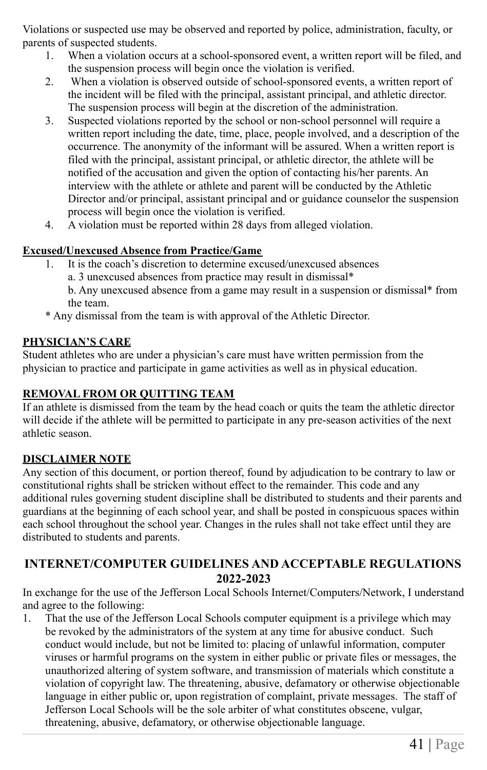Violations or suspected use may be observed and reported by police, administration, faculty, or parents of suspected students.

1. When a violation occurs at a school-sponsored event, a written report will be filed, and the suspension process will begin once the violation is verified.
2. When a violation is observed outside of school-sponsored events, a written report of the incident will be filed with the principal, assistant principal, and athletic director. The suspension process will begin at the discretion of the administration.
3. Suspected violations reported by the school or non-school personnel will require a written report including the date, time, place, people involved, and a description of the occurrence. The anonymity of the informant will be assured. When a written report is filed with the principal, assistant principal, or athletic director, the athlete will be notified of the accusation and given the option of contacting his/her parents. An interview with the athlete or athlete and parent will be conducted by the Athletic Director and/or principal, assistant principal and or guidance counselor the suspension process will begin once the violation is verified.
4. A violation must be reported within 28 days from alleged violation.

**Excused/Unexcused Absence from Practice/Game**

1. It is the coach's discretion to determine excused/unexcused absences
   a. 3 unexcused absences from practice may result in dismissal*
   b. Any unexcused absence from a game may result in a suspension or dismissal* from the team.

\* Any dismissal from the team is with approval of the Athletic Director.

**PHYSICIAN'S CARE**

Student athletes who are under a physician's care must have written permission from the physician to practice and participate in game activities as well as in physical education.

**REMOVAL FROM OR QUITTING TEAM**

If an athlete is dismissed from the team by the head coach or quits the team the athletic director will decide if the athlete will be permitted to participate in any pre-season activities of the next athletic season.

**DISCLAIMER NOTE**

Any section of this document, or portion thereof, found by adjudication to be contrary to law or constitutional rights shall be stricken without effect to the remainder. This code and any additional rules governing student discipline shall be distributed to students and their parents and guardians at the beginning of each school year, and shall be posted in conspicuous spaces within each school throughout the school year. Changes in the rules shall not take effect until they are distributed to students and parents.

## INTERNET/COMPUTER GUIDELINES AND ACCEPTABLE REGULATIONS 2022-2023

In exchange for the use of the Jefferson Local Schools Internet/Computers/Network, I understand and agree to the following:

1. That the use of the Jefferson Local Schools computer equipment is a privilege which may be revoked by the administrators of the system at any time for abusive conduct. Such conduct would include, but not be limited to: placing of unlawful information, computer viruses or harmful programs on the system in either public or private files or messages, the unauthorized altering of system software, and transmission of materials which constitute a violation of copyright law. The threatening, abusive, defamatory or otherwise objectionable language in either public or, upon registration of complaint, private messages. The staff of Jefferson Local Schools will be the sole arbiter of what constitutes obscene, vulgar, threatening, abusive, defamatory, or otherwise objectionable language.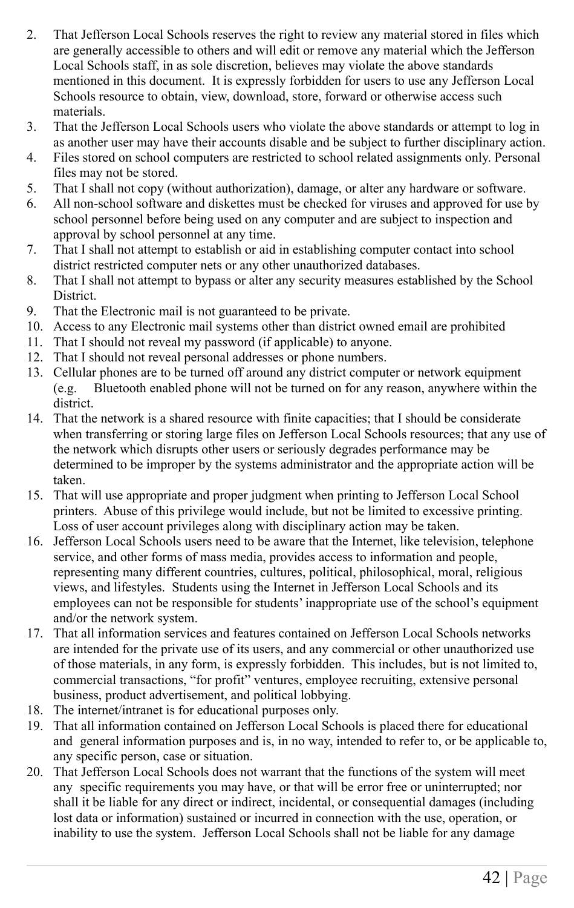2. That Jefferson Local Schools reserves the right to review any material stored in files which are generally accessible to others and will edit or remove any material which the Jefferson Local Schools staff, in as sole discretion, believes may violate the above standards mentioned in this document. It is expressly forbidden for users to use any Jefferson Local Schools resource to obtain, view, download, store, forward or otherwise access such materials.
3. That the Jefferson Local Schools users who violate the above standards or attempt to log in as another user may have their accounts disable and be subject to further disciplinary action.
4. Files stored on school computers are restricted to school related assignments only. Personal files may not be stored.
5. That I shall not copy (without authorization), damage, or alter any hardware or software.
6. All non-school software and diskettes must be checked for viruses and approved for use by school personnel before being used on any computer and are subject to inspection and approval by school personnel at any time.
7. That I shall not attempt to establish or aid in establishing computer contact into school district restricted computer nets or any other unauthorized databases.
8. That I shall not attempt to bypass or alter any security measures established by the School District.
9. That the Electronic mail is not guaranteed to be private.
10. Access to any Electronic mail systems other than district owned email are prohibited
11. That I should not reveal my password (if applicable) to anyone.
12. That I should not reveal personal addresses or phone numbers.
13. Cellular phones are to be turned off around any district computer or network equipment (e.g. Bluetooth enabled phone will not be turned on for any reason, anywhere within the district.
14. That the network is a shared resource with finite capacities; that I should be considerate when transferring or storing large files on Jefferson Local Schools resources; that any use of the network which disrupts other users or seriously degrades performance may be determined to be improper by the systems administrator and the appropriate action will be taken.
15. That will use appropriate and proper judgment when printing to Jefferson Local School printers. Abuse of this privilege would include, but not be limited to excessive printing. Loss of user account privileges along with disciplinary action may be taken.
16. Jefferson Local Schools users need to be aware that the Internet, like television, telephone service, and other forms of mass media, provides access to information and people, representing many different countries, cultures, political, philosophical, moral, religious views, and lifestyles. Students using the Internet in Jefferson Local Schools and its employees can not be responsible for students' inappropriate use of the school's equipment and/or the network system.
17. That all information services and features contained on Jefferson Local Schools networks are intended for the private use of its users, and any commercial or other unauthorized use of those materials, in any form, is expressly forbidden. This includes, but is not limited to, commercial transactions, "for profit" ventures, employee recruiting, extensive personal business, product advertisement, and political lobbying.
18. The internet/intranet is for educational purposes only.
19. That all information contained on Jefferson Local Schools is placed there for educational and general information purposes and is, in no way, intended to refer to, or be applicable to, any specific person, case or situation.
20. That Jefferson Local Schools does not warrant that the functions of the system will meet any specific requirements you may have, or that will be error free or uninterrupted; nor shall it be liable for any direct or indirect, incidental, or consequential damages (including lost data or information) sustained or incurred in connection with the use, operation, or inability to use the system. Jefferson Local Schools shall not be liable for any damage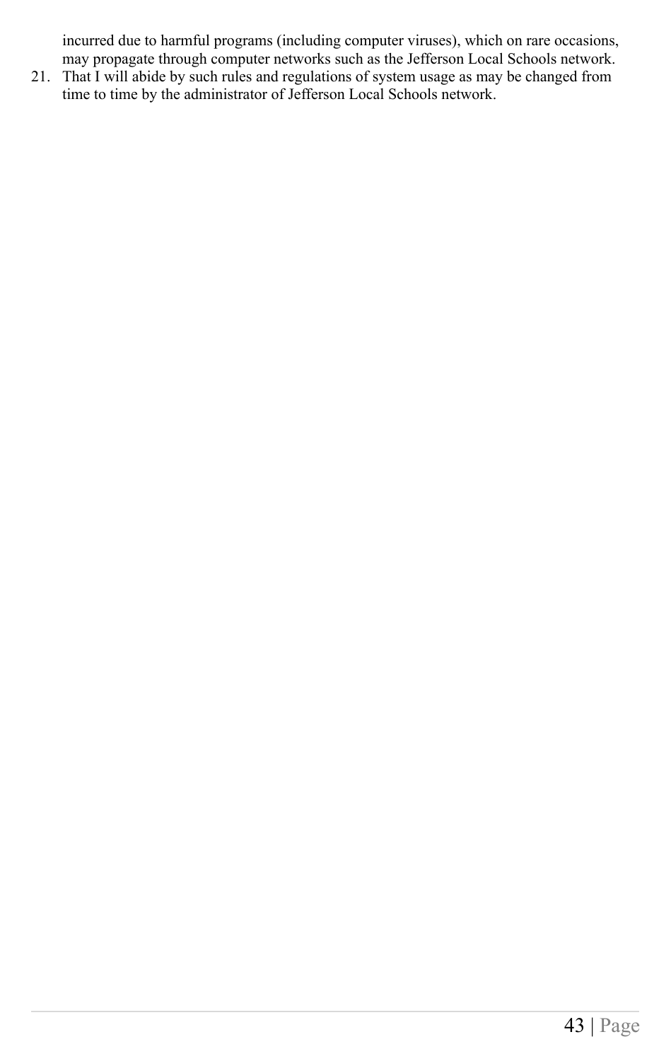incurred due to harmful programs (including computer viruses), which on rare occasions, may propagate through computer networks such as the Jefferson Local Schools network.

21. That I will abide by such rules and regulations of system usage as may be changed from time to time by the administrator of Jefferson Local Schools network.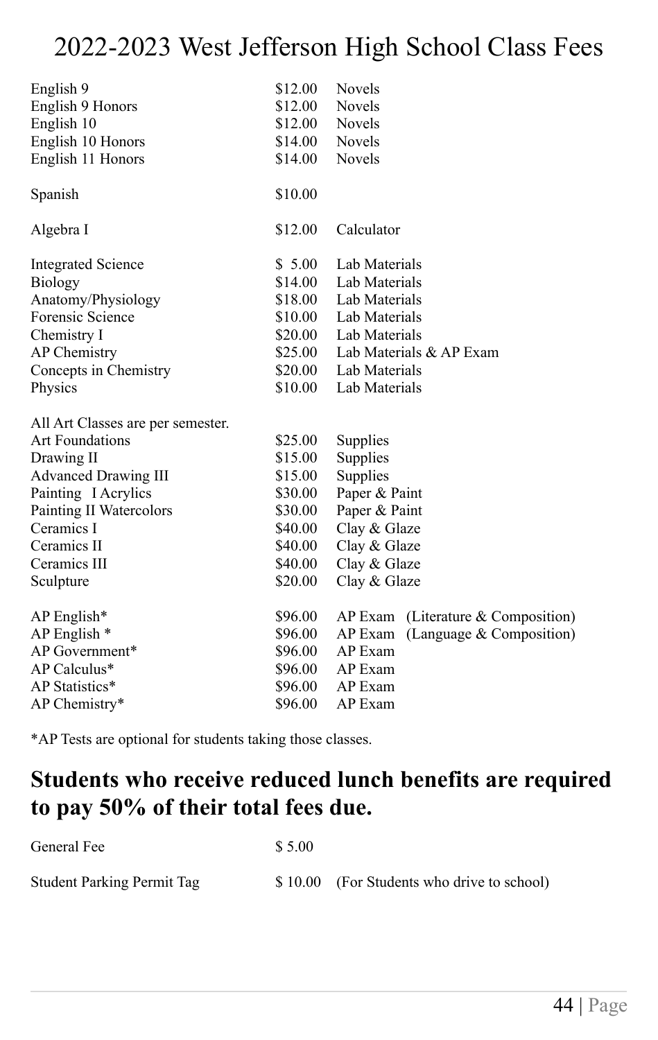# 2022-2023 West Jefferson High School Class Fees

| | | |
|---|---|---|
| English 9 | $12.00 | Novels |
| English 9 Honors | $12.00 | Novels |
| English 10 | $12.00 | Novels |
| English 10 Honors | $14.00 | Novels |
| English 11 Honors | $14.00 | Novels |
| | | |
| Spanish | $10.00 | |
| | | |
| Algebra I | $12.00 | Calculator |
| | | |
| Integrated Science | $ 5.00 | Lab Materials |
| Biology | $14.00 | Lab Materials |
| Anatomy/Physiology | $18.00 | Lab Materials |
| Forensic Science | $10.00 | Lab Materials |
| Chemistry I | $20.00 | Lab Materials |
| AP Chemistry | $25.00 | Lab Materials & AP Exam |
| Concepts in Chemistry | $20.00 | Lab Materials |
| Physics | $10.00 | Lab Materials |
| | | |
| All Art Classes are per semester. | | |
| Art Foundations | $25.00 | Supplies |
| Drawing II | $15.00 | Supplies |
| Advanced Drawing III | $15.00 | Supplies |
| Painting I Acrylics | $30.00 | Paper & Paint |
| Painting II Watercolors | $30.00 | Paper & Paint |
| Ceramics I | $40.00 | Clay & Glaze |
| Ceramics II | $40.00 | Clay & Glaze |
| Ceramics III | $40.00 | Clay & Glaze |
| Sculpture | $20.00 | Clay & Glaze |
| | | |
| AP English* | $96.00 | AP Exam (Literature & Composition) |
| AP English * | $96.00 | AP Exam (Language & Composition) |
| AP Government* | $96.00 | AP Exam |
| AP Calculus* | $96.00 | AP Exam |
| AP Statistics* | $96.00 | AP Exam |
| AP Chemistry* | $96.00 | AP Exam |

*AP Tests are optional for students taking those classes.

## Students who receive reduced lunch benefits are required to pay 50% of their total fees due.

| | | |
|---|---|---|
| General Fee | $ 5.00 | |
| Student Parking Permit Tag | $ 10.00 | (For Students who drive to school) |